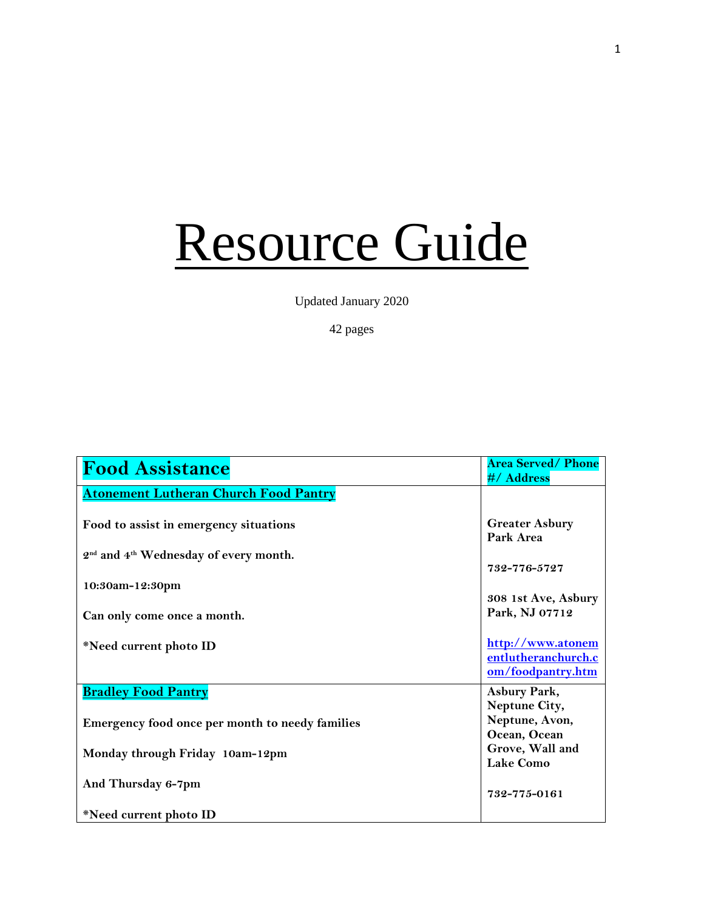# Resource Guide

Updated January 2020

42 pages

| **Food Assistance** | **Area Served/ Phone #/ Address** |
|---|---|
| **Atonement Lutheran Church Food Pantry**<br><br>**Food to assist in emergency situations**<br><br>**2nd and 4th Wednesday of every month.**<br><br>**10:30am-12:30pm**<br><br>**Can only come once a month.**<br><br>**\*Need current photo ID** | **Greater Asbury Park Area**<br><br>**732-776-5727**<br><br>**308 1st Ave, Asbury Park, NJ 07712**<br><br>**http://www.atonementlutheranchurch.com/foodpantry.htm** |
| **Bradley Food Pantry**<br><br>**Emergency food once per month to needy families**<br><br>**Monday through Friday 10am-12pm**<br><br>**And Thursday 6-7pm**<br><br>**\*Need current photo ID** | **Asbury Park, Neptune City, Neptune, Avon, Ocean, Ocean Grove, Wall and Lake Como**<br><br>**732-775-0161** |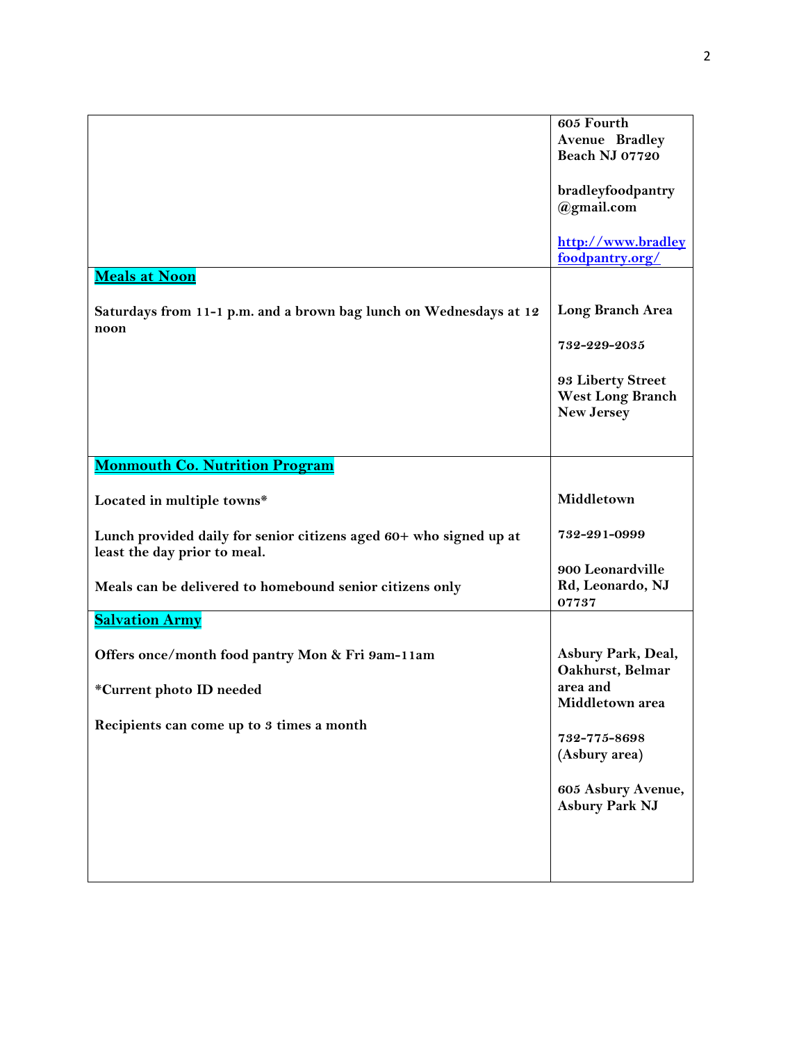| | |
|---|---|
| | **605 Fourth Avenue Bradley Beach NJ 07720**<br><br>**bradleyfoodpantry@gmail.com**<br><br>**[http://www.bradleyfoodpantry.org/](http://www.bradleyfoodpantry.org/)** |
| **Meals at Noon**<br><br>**Saturdays from 11-1 p.m. and a brown bag lunch on Wednesdays at 12 noon** | **Long Branch Area**<br><br>**732-229-2035**<br><br>**93 Liberty Street West Long Branch New Jersey** |
| **Monmouth Co. Nutrition Program**<br><br>**Located in multiple towns***<br><br>**Lunch provided daily for senior citizens aged 60+ who signed up at least the day prior to meal.**<br><br>**Meals can be delivered to homebound senior citizens only** | **Middletown**<br><br>**732-291-0999**<br><br>**900 Leonardville Rd, Leonardo, NJ 07737** |
| **Salvation Army**<br><br>**Offers once/month food pantry Mon & Fri 9am-11am**<br><br>***Current photo ID needed**<br><br>**Recipients can come up to 3 times a month** | **Asbury Park, Deal, Oakhurst, Belmar area and Middletown area**<br><br>**732-775-8698 (Asbury area)**<br><br>**605 Asbury Avenue, Asbury Park NJ** |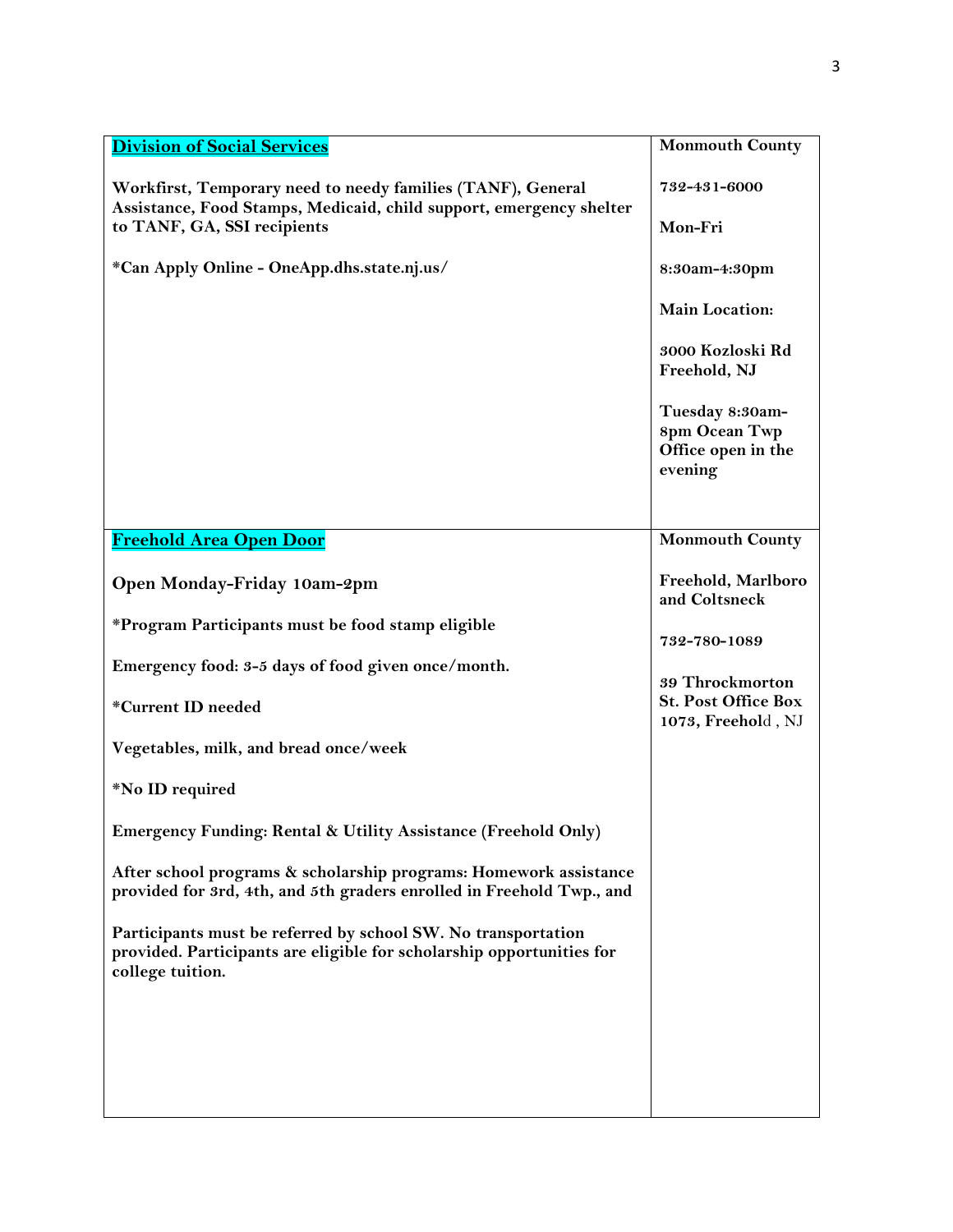| **Division of Social Services**<br><br>**Workfirst, Temporary need to needy families (TANF), General Assistance, Food Stamps, Medicaid, child support, emergency shelter to TANF, GA, SSI recipients**<br><br>**\*Can Apply Online - OneApp.dhs.state.nj.us/** | **Monmouth County**<br><br>**732-431-6000**<br><br>**Mon-Fri**<br><br>**8:30am-4:30pm**<br><br>**Main Location:**<br><br>**3000 Kozloski Rd Freehold, NJ**<br><br>**Tuesday 8:30am-8pm Ocean Twp Office open in the evening** |
|---|---|
| **Freehold Area Open Door**<br><br>**Open Monday-Friday 10am-2pm**<br><br>**\*Program Participants must be food stamp eligible**<br><br>**Emergency food: 3-5 days of food given once/month.**<br><br>**\*Current ID needed**<br><br>**Vegetables, milk, and bread once/week**<br><br>**\*No ID required**<br><br>**Emergency Funding: Rental & Utility Assistance (Freehold Only)**<br><br>**After school programs & scholarship programs: Homework assistance provided for 3rd, 4th, and 5th graders enrolled in Freehold Twp., and**<br><br>**Participants must be referred by school SW. No transportation provided. Participants are eligible for scholarship opportunities for college tuition.** | **Monmouth County**<br><br>**Freehold, Marlboro and Coltsneck**<br><br>**732-780-1089**<br><br>**39 Throckmorton St. Post Office Box 1073, Freehold, NJ** |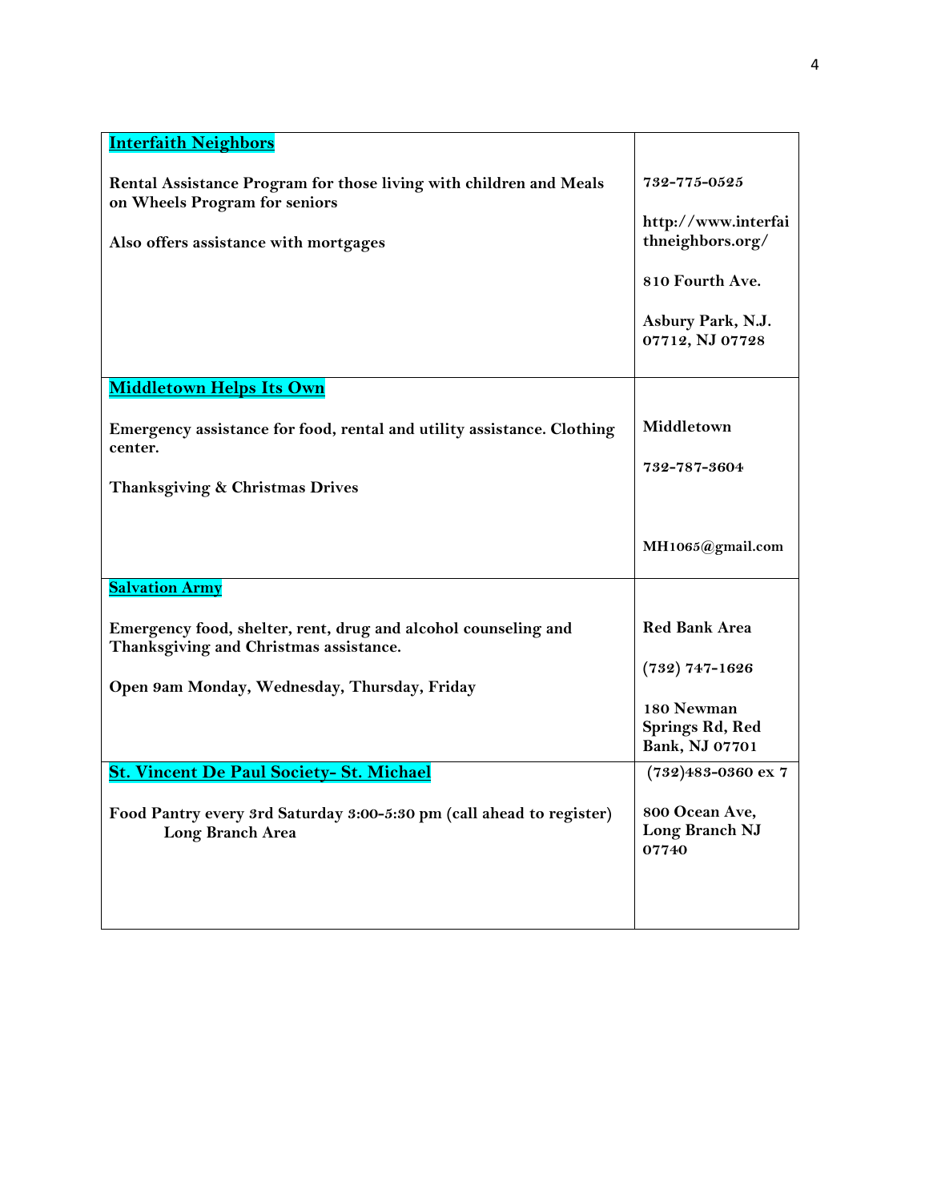| **Interfaith Neighbors**<br><br>**Rental Assistance Program for those living with children and Meals on Wheels Program for seniors**<br><br>**Also offers assistance with mortgages** | **732-775-0525**<br><br>**http://www.interfaithneighbors.org/**<br><br>**810 Fourth Ave.**<br><br>**Asbury Park, N.J. 07712, NJ 07728** |
|---|---|
| **Middletown Helps Its Own**<br><br>**Emergency assistance for food, rental and utility assistance. Clothing center.**<br><br>**Thanksgiving & Christmas Drives** | **Middletown**<br><br>**732-787-3604**<br><br>**MH1065@gmail.com** |
| **Salvation Army**<br><br>**Emergency food, shelter, rent, drug and alcohol counseling and Thanksgiving and Christmas assistance.**<br><br>**Open 9am Monday, Wednesday, Thursday, Friday** | **Red Bank Area**<br><br>**(732) 747-1626**<br><br>**180 Newman Springs Rd, Red Bank, NJ 07701** |
| **St. Vincent De Paul Society- St. Michael**<br><br>**Food Pantry every 3rd Saturday 3:00-5:30 pm (call ahead to register) Long Branch Area** | **(732)483-0360 ex 7**<br><br>**800 Ocean Ave, Long Branch NJ 07740** |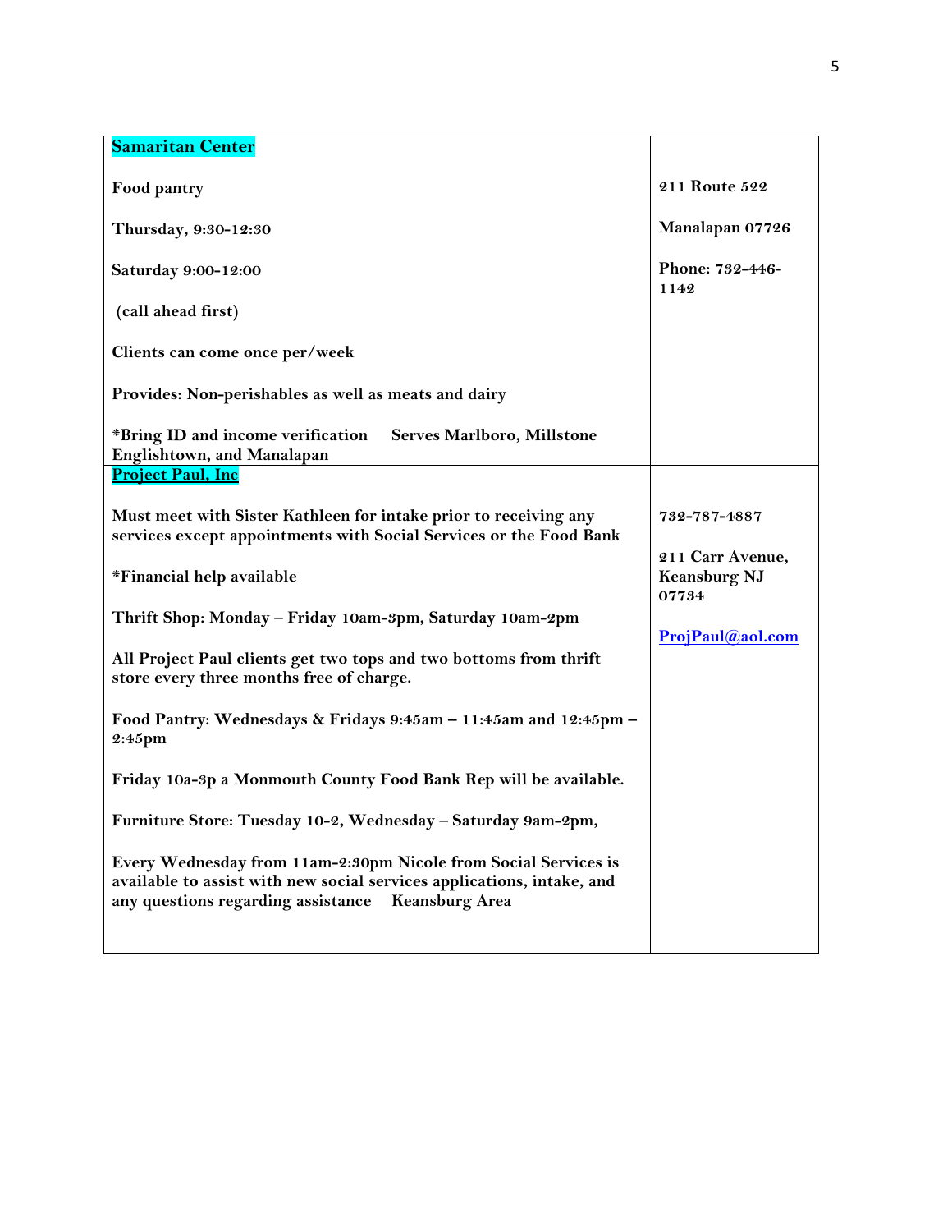| **Samaritan Center**<br><br>**Food pantry**<br><br>**Thursday, 9:30-12:30**<br><br>**Saturday 9:00-12:00**<br><br>**(call ahead first)**<br><br>**Clients can come once per/week**<br><br>**Provides: Non-perishables as well as meats and dairy**<br><br>**\*Bring ID and income verification Serves Marlboro, Millstone Englishtown, and Manalapan** | **211 Route 522**<br><br>**Manalapan 07726**<br><br>**Phone: 732-446-1142** |
|---|---|
| **Project Paul, Inc**<br><br>**Must meet with Sister Kathleen for intake prior to receiving any services except appointments with Social Services or the Food Bank**<br><br>**\*Financial help available**<br><br>**Thrift Shop: Monday – Friday 10am-3pm, Saturday 10am-2pm**<br><br>**All Project Paul clients get two tops and two bottoms from thrift store every three months free of charge.**<br><br>**Food Pantry: Wednesdays & Fridays 9:45am – 11:45am and 12:45pm – 2:45pm**<br><br>**Friday 10a-3p a Monmouth County Food Bank Rep will be available.**<br><br>**Furniture Store: Tuesday 10-2, Wednesday – Saturday 9am-2pm,**<br><br>**Every Wednesday from 11am-2:30pm Nicole from Social Services is available to assist with new social services applications, intake, and any questions regarding assistance Keansburg Area** | **732-787-4887**<br><br>**211 Carr Avenue, Keansburg NJ 07734**<br><br>**ProjPaul@aol.com** |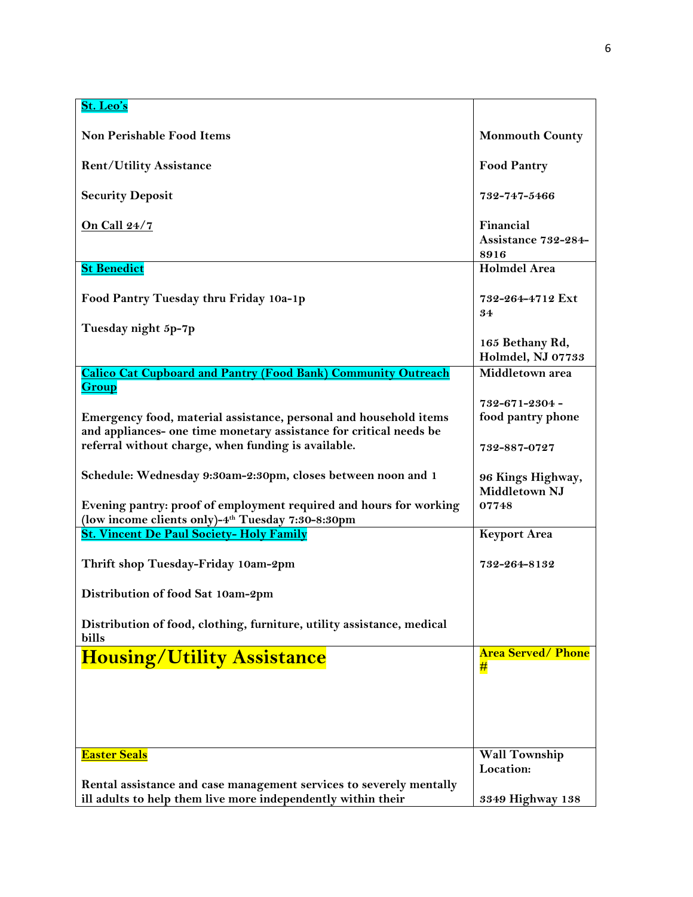| | |
|---|---|
| **St. Leo's**<br><br>**Non Perishable Food Items**<br><br>**Rent/Utility Assistance**<br><br>**Security Deposit**<br><br>**On Call 24/7** | **Monmouth County**<br><br>**Food Pantry**<br><br>**732-747-5466**<br><br>**Financial Assistance 732-284-8916** |
| **St Benedict**<br><br>**Food Pantry Tuesday thru Friday 10a-1p**<br><br>**Tuesday night 5p-7p** | **Holmdel Area**<br><br>**732-264-4712 Ext 34**<br><br>**165 Bethany Rd, Holmdel, NJ 07733** |
| **Calico Cat Cupboard and Pantry (Food Bank) Community Outreach Group**<br><br>**Emergency food, material assistance, personal and household items and appliances- one time monetary assistance for critical needs be referral without charge, when funding is available.**<br><br>**Schedule: Wednesday 9:30am-2:30pm, closes between noon and 1**<br><br>**Evening pantry: proof of employment required and hours for working (low income clients only)-4th Tuesday 7:30-8:30pm** | **Middletown area**<br><br>**732-671-2304 - food pantry phone**<br><br>**732-887-0727**<br><br>**96 Kings Highway, Middletown NJ 07748** |
| **St. Vincent De Paul Society- Holy Family**<br><br>**Thrift shop Tuesday-Friday 10am-2pm**<br><br>**Distribution of food Sat 10am-2pm**<br><br>**Distribution of food, clothing, furniture, utility assistance, medical bills** | **Keyport Area**<br><br>**732-264-8132** |
| **Housing/Utility Assistance** | **Area Served/ Phone #** |
| **Easter Seals**<br><br>**Rental assistance and case management services to severely mentally ill adults to help them live more independently within their** | **Wall Township Location:**<br><br>**3349 Highway 138** |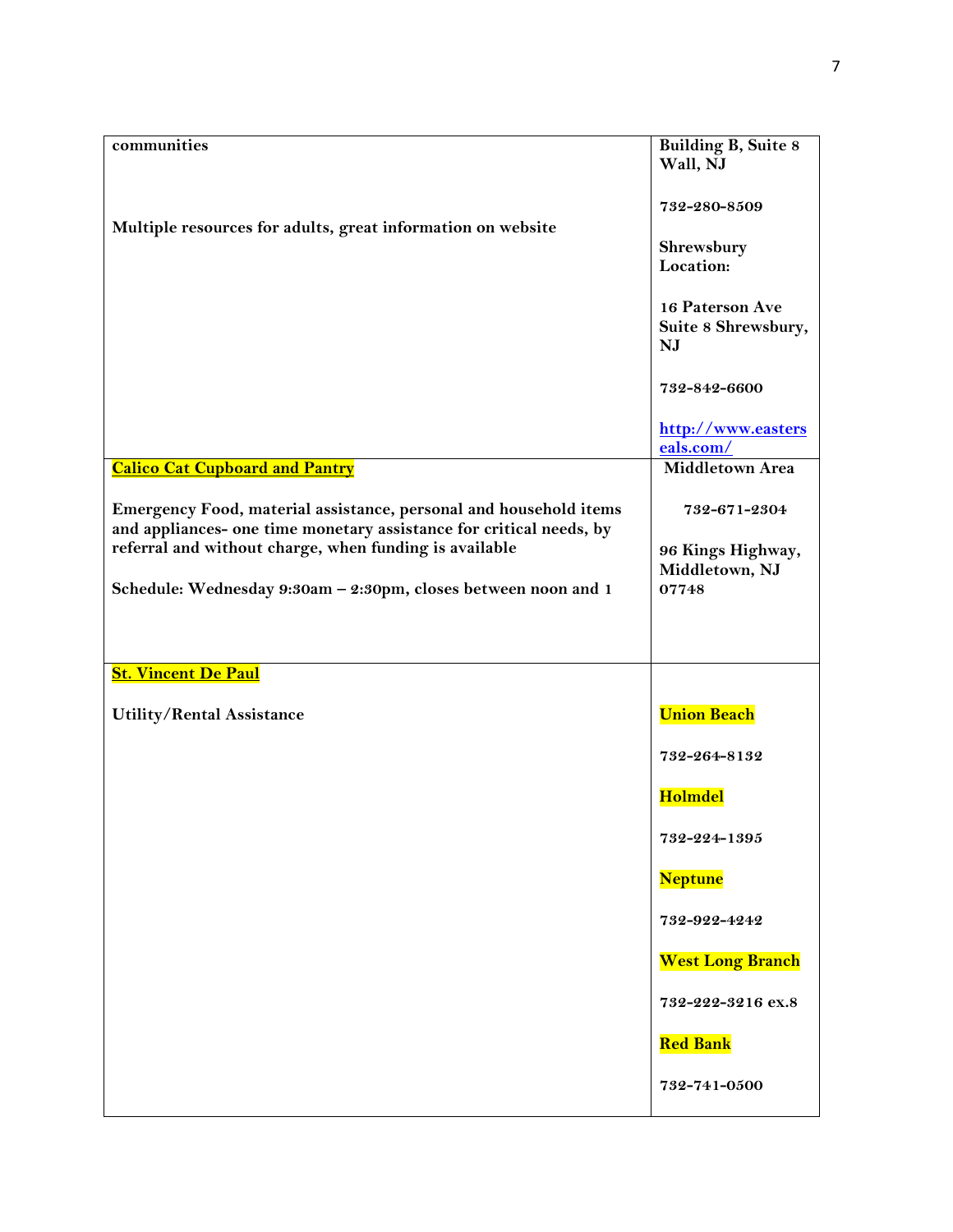| | |
|---|---|
| **communities**<br><br>**Multiple resources for adults, great information on website** | **Building B, Suite 8 Wall, NJ**<br><br>**732-280-8509**<br><br>**Shrewsbury Location:**<br><br>**16 Paterson Ave Suite 8 Shrewsbury, NJ**<br><br>**732-842-6600**<br><br>**[http://www.eastersals.com/](http://www.eastersals.com/)** |
| **Calico Cat Cupboard and Pantry**<br><br>**Emergency Food, material assistance, personal and household items and appliances- one time monetary assistance for critical needs, by referral and without charge, when funding is available**<br><br>**Schedule: Wednesday 9:30am – 2:30pm, closes between noon and 1** | **Middletown Area**<br><br>**732-671-2304**<br><br>**96 Kings Highway, Middletown, NJ 07748** |
| **St. Vincent De Paul**<br><br>**Utility/Rental Assistance** | **Union Beach**<br><br>**732-264-8132**<br><br>**Holmdel**<br><br>**732-224-1395**<br><br>**Neptune**<br><br>**732-922-4242**<br><br>**West Long Branch**<br><br>**732-222-3216 ex.8**<br><br>**Red Bank**<br><br>**732-741-0500** |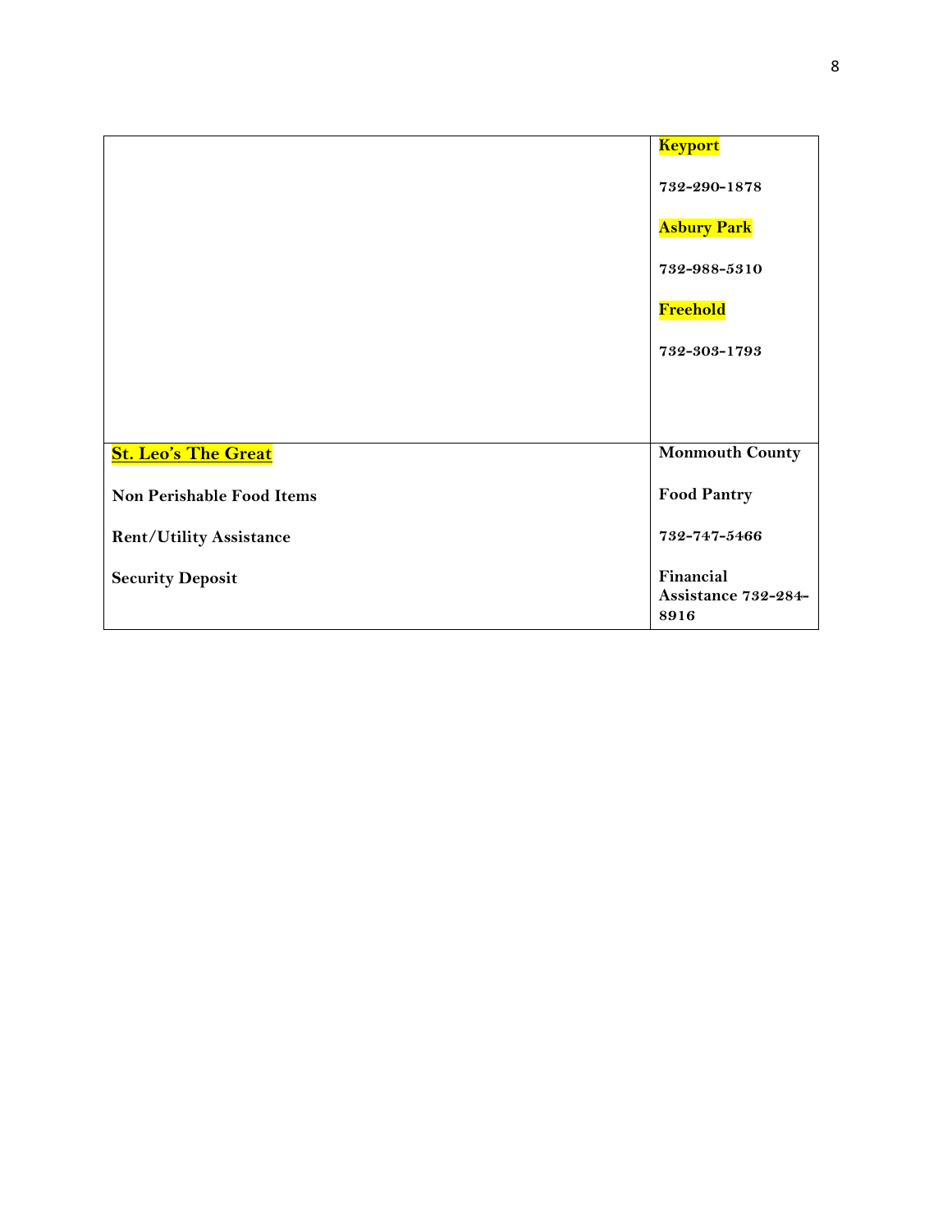| | |
|---|---|
| | **Keyport**<br><br>**732-290-1878**<br><br>**Asbury Park**<br><br>**732-988-5310**<br><br>**Freehold**<br><br>**732-303-1793** |
| **St. Leo's The Great**<br><br>**Non Perishable Food Items**<br><br>**Rent/Utility Assistance**<br><br>**Security Deposit** | **Monmouth County**<br><br>**Food Pantry**<br><br>**732-747-5466**<br><br>**Financial Assistance 732-284-8916** |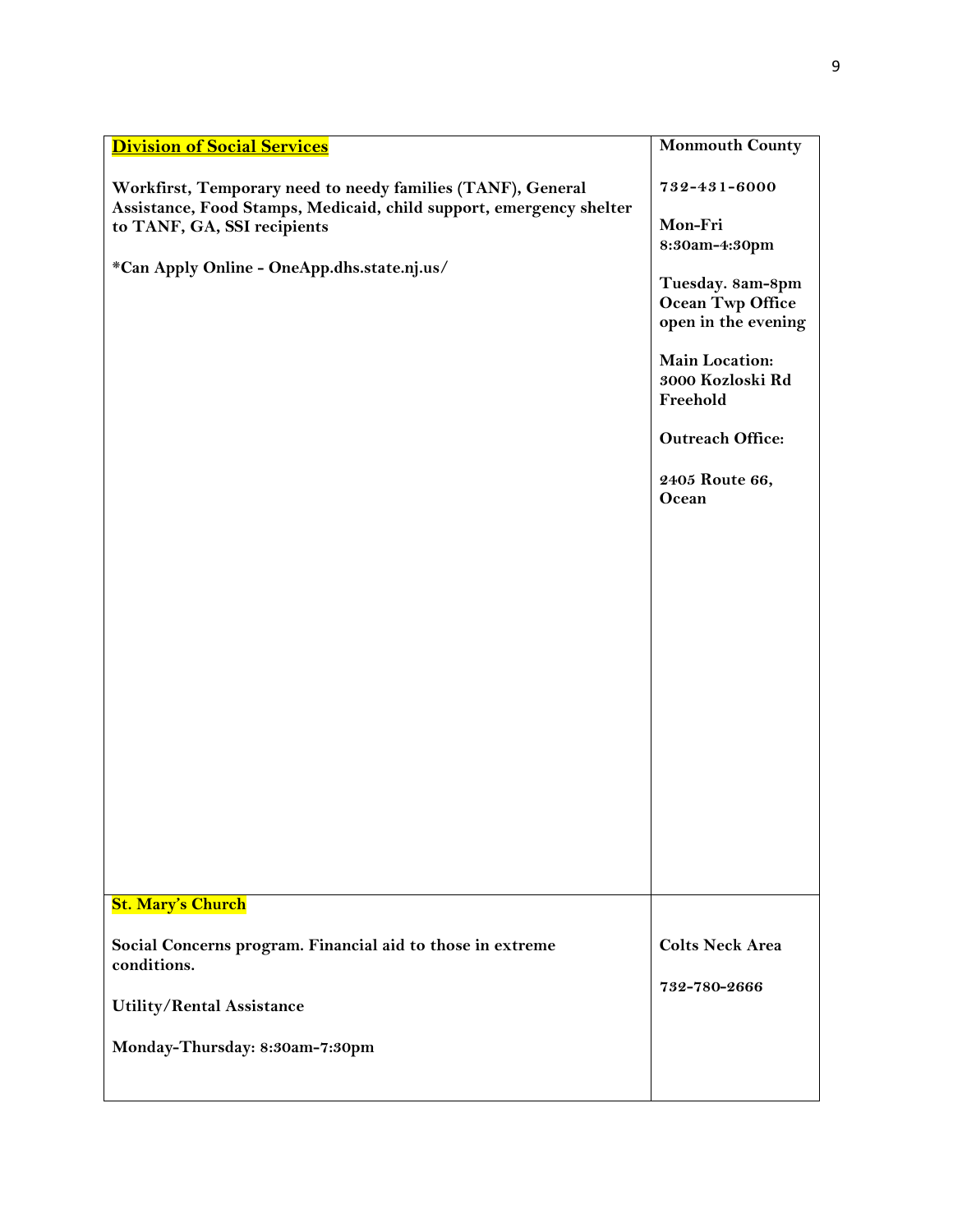| **Division of Social Services**<br><br>**Workfirst, Temporary need to needy families (TANF), General Assistance, Food Stamps, Medicaid, child support, emergency shelter to TANF, GA, SSI recipients**<br><br>**\*Can Apply Online - OneApp.dhs.state.nj.us/** | **Monmouth County**<br><br>**732-431-6000**<br><br>**Mon-Fri 8:30am-4:30pm**<br><br>**Tuesday. 8am-8pm Ocean Twp Office open in the evening**<br><br>**Main Location: 3000 Kozloski Rd Freehold**<br><br>**Outreach Office:**<br><br>**2405 Route 66, Ocean** |
| --- | --- |
| **St. Mary's Church**<br><br>**Social Concerns program. Financial aid to those in extreme conditions.**<br><br>**Utility/Rental Assistance**<br><br>**Monday-Thursday: 8:30am-7:30pm** | **Colts Neck Area**<br><br>**732-780-2666** |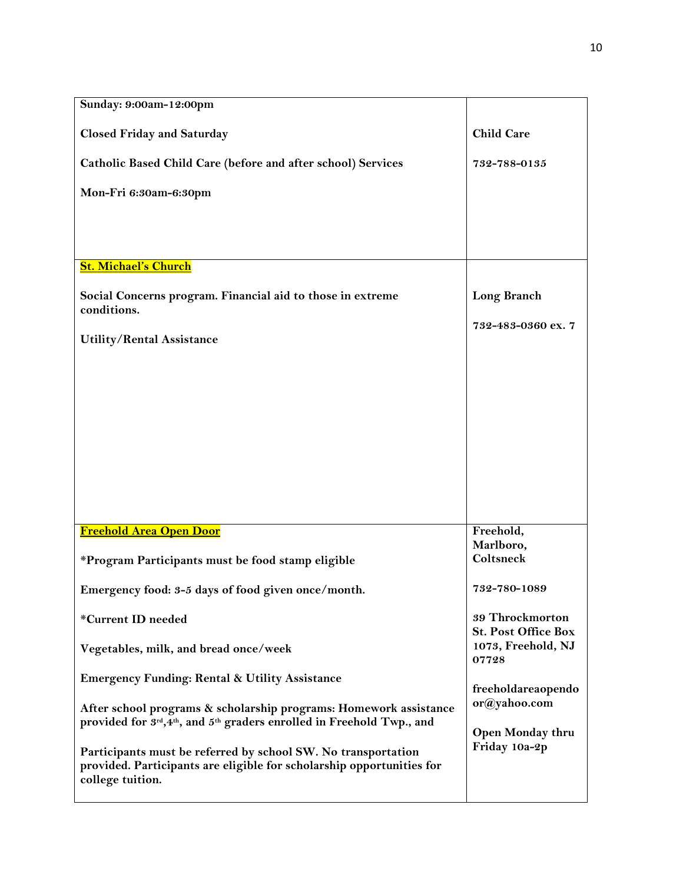| | |
|---|---|
| **Sunday: 9:00am-12:00pm**<br><br>**Closed Friday and Saturday**<br><br>**Catholic Based Child Care (before and after school) Services**<br><br>**Mon-Fri 6:30am-6:30pm** | **Child Care**<br><br>**732-788-0135** |
| **St. Michael's Church**<br><br>**Social Concerns program. Financial aid to those in extreme conditions.**<br><br>**Utility/Rental Assistance** | **Long Branch**<br><br>**732-483-0360 ex. 7** |
| **Freehold Area Open Door**<br><br>**\*Program Participants must be food stamp eligible**<br><br>**Emergency food: 3-5 days of food given once/month.**<br><br>**\*Current ID needed**<br><br>**Vegetables, milk, and bread once/week**<br><br>**Emergency Funding: Rental & Utility Assistance**<br><br>**After school programs & scholarship programs: Homework assistance provided for 3rd,4th, and 5th graders enrolled in Freehold Twp., and**<br><br>**Participants must be referred by school SW. No transportation provided. Participants are eligible for scholarship opportunities for college tuition.** | **Freehold, Marlboro, Coltsneck**<br><br>**732-780-1089**<br><br>**39 Throckmorton St. Post Office Box 1073, Freehold, NJ 07728**<br><br>**freeholdareaopendoor@yahoo.com**<br><br>**Open Monday thru Friday 10a-2p** |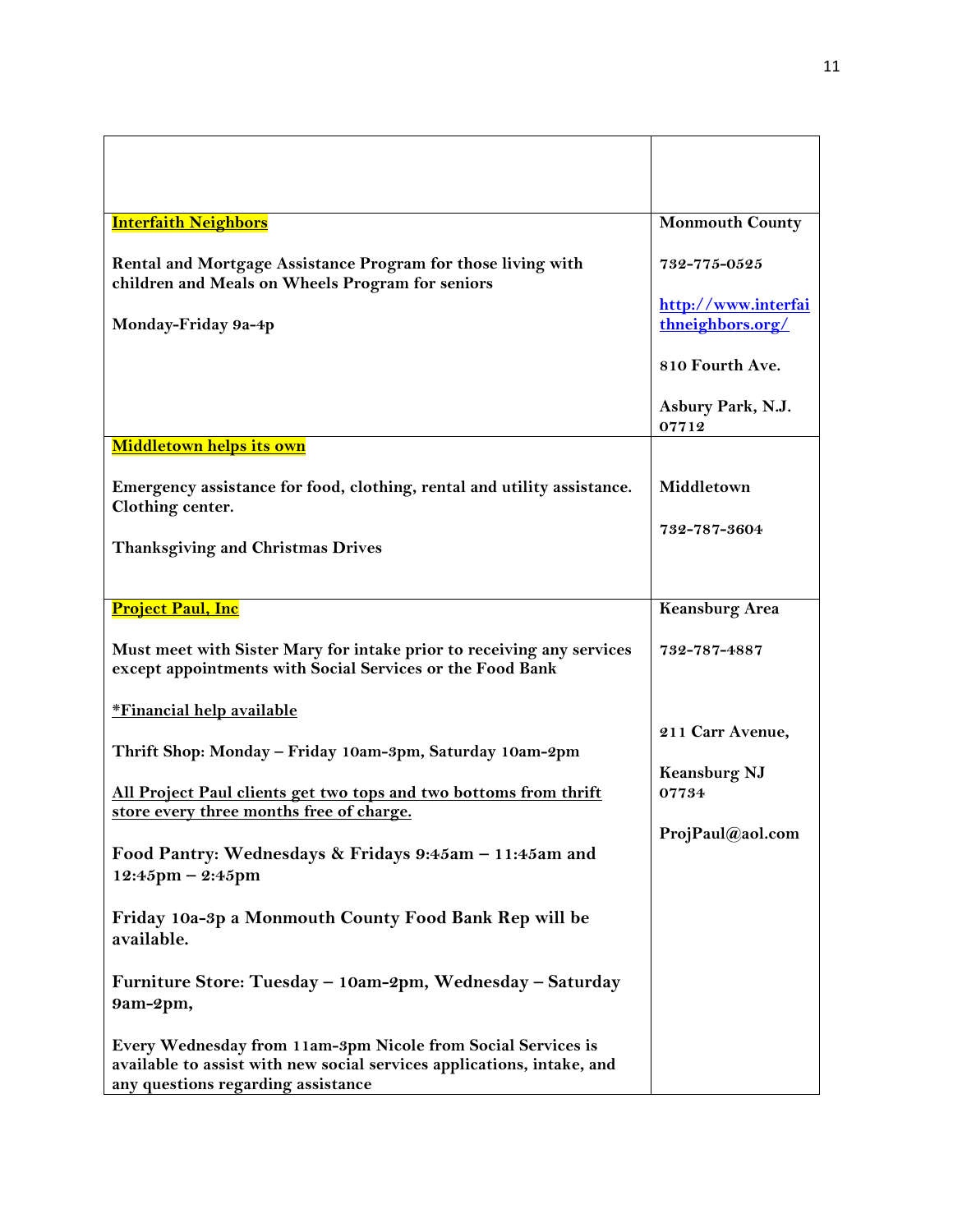| | |
|---|---|
| | |
| **Interfaith Neighbors**<br><br>**Rental and Mortgage Assistance Program for those living with children and Meals on Wheels Program for seniors**<br><br>**Monday-Friday 9a-4p** | **Monmouth County**<br><br>**732-775-0525**<br><br>**[http://www.interfaithneighbors.org/](http://www.interfaithneighbors.org/)**<br><br>**810 Fourth Ave.**<br><br>**Asbury Park, N.J. 07712** |
| **Middletown helps its own**<br><br>**Emergency assistance for food, clothing, rental and utility assistance. Clothing center.**<br><br>**Thanksgiving and Christmas Drives** | **Middletown**<br><br>**732-787-3604** |
| **Project Paul, Inc**<br><br>**Must meet with Sister Mary for intake prior to receiving any services except appointments with Social Services or the Food Bank**<br><br>**\*Financial help available**<br><br>**Thrift Shop: Monday – Friday 10am-3pm, Saturday 10am-2pm**<br><br>**All Project Paul clients get two tops and two bottoms from thrift store every three months free of charge.**<br><br>**Food Pantry: Wednesdays & Fridays 9:45am – 11:45am and 12:45pm – 2:45pm**<br><br>**Friday 10a-3p a Monmouth County Food Bank Rep will be available.**<br><br>**Furniture Store: Tuesday – 10am-2pm, Wednesday – Saturday 9am-2pm,**<br><br>**Every Wednesday from 11am-3pm Nicole from Social Services is available to assist with new social services applications, intake, and any questions regarding assistance** | **Keansburg Area**<br><br>**732-787-4887**<br><br>**211 Carr Avenue,**<br><br>**Keansburg NJ 07734**<br><br>**ProjPaul@aol.com** |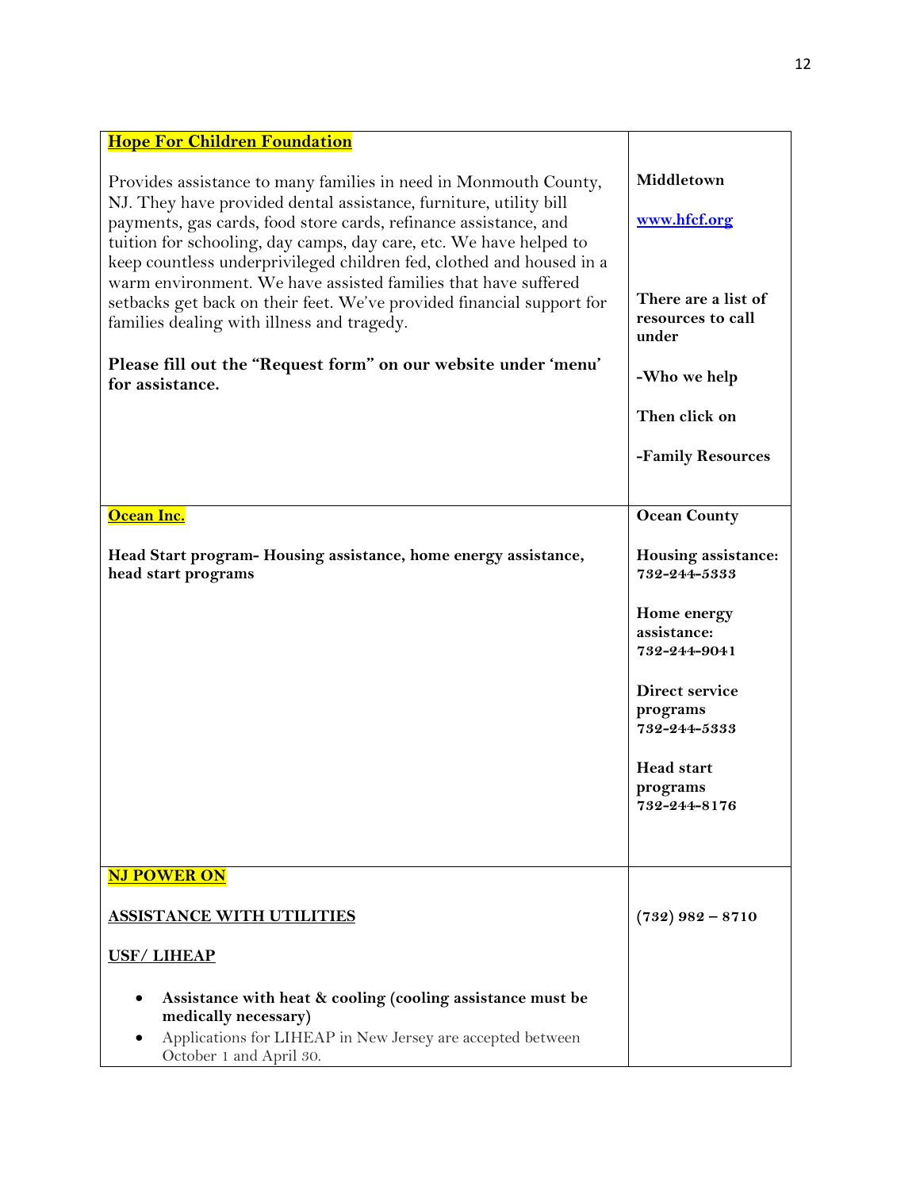| | |
|---|---|
| **Hope For Children Foundation**<br><br>Provides assistance to many families in need in Monmouth County, NJ. They have provided dental assistance, furniture, utility bill payments, gas cards, food store cards, refinance assistance, and tuition for schooling, day camps, day care, etc. We have helped to keep countless underprivileged children fed, clothed and housed in a warm environment. We have assisted families that have suffered setbacks get back on their feet. We've provided financial support for families dealing with illness and tragedy.<br><br>**Please fill out the "Request form" on our website under 'menu' for assistance.** | **Middletown**<br><br>**www.hfcf.org**<br><br>**There are a list of resources to call under**<br><br>**-Who we help**<br><br>**Then click on**<br><br>**-Family Resources** |
| **Ocean Inc.**<br><br>**Head Start program- Housing assistance, home energy assistance, head start programs** | **Ocean County**<br><br>**Housing assistance: 732-244-5333**<br><br>**Home energy assistance: 732-244-9041**<br><br>**Direct service programs 732-244-5333**<br><br>**Head start programs 732-244-8176** |
| **NJ POWER ON**<br><br>**ASSISTANCE WITH UTILITIES**<br><br>**USF/ LIHEAP**<br><br>• **Assistance with heat & cooling (cooling assistance must be medically necessary)**<br>• Applications for LIHEAP in New Jersey are accepted between October 1 and April 30. | **(732) 982 – 8710** |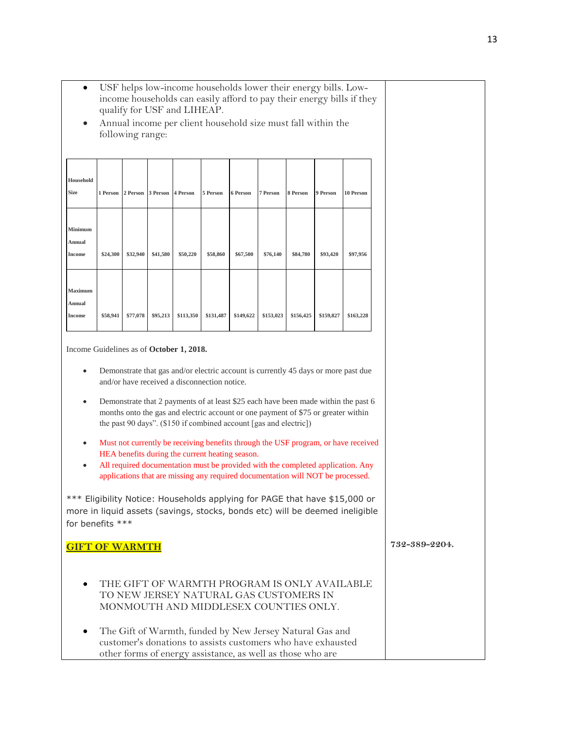- USF helps low-income households lower their energy bills. Low-income households can easily afford to pay their energy bills if they qualify for USF and LIHEAP.
- Annual income per client household size must fall within the following range:

| Household Size | 1 Person | 2 Person | 3 Person | 4 Person | 5 Person | 6 Person | 7 Person | 8 Person | 9 Person | 10 Person |
|---|---|---|---|---|---|---|---|---|---|---|
| Minimum Annual Income | $24,300 | $32,940 | $41,580 | $50,220 | $58,860 | $67,500 | $76,140 | $84,780 | $93,420 | $97,956 |
| Maximum Annual Income | $58,941 | $77,078 | $95,213 | $113,350 | $131,487 | $149,622 | $153,023 | $156,425 | $159,827 | $163,228 |

Income Guidelines as of **October 1, 2018.**

- Demonstrate that gas and/or electric account is currently 45 days or more past due and/or have received a disconnection notice.
- Demonstrate that 2 payments of at least $25 each have been made within the past 6 months onto the gas and electric account or one payment of $75 or greater within the past 90 days". ($150 if combined account [gas and electric])
- Must not currently be receiving benefits through the USF program, or have received HEA benefits during the current heating season.
- All required documentation must be provided with the completed application. Any applications that are missing any required documentation will NOT be processed.

*** Eligibility Notice: Households applying for PAGE that have $15,000 or more in liquid assets (savings, stocks, bonds etc) will be deemed ineligible for benefits ***

## GIFT OF WARMTH

**732-389-2204.**

- THE GIFT OF WARMTH PROGRAM IS ONLY AVAILABLE TO NEW JERSEY NATURAL GAS CUSTOMERS IN MONMOUTH AND MIDDLESEX COUNTIES ONLY.
- The Gift of Warmth, funded by New Jersey Natural Gas and customer's donations to assists customers who have exhausted other forms of energy assistance, as well as those who are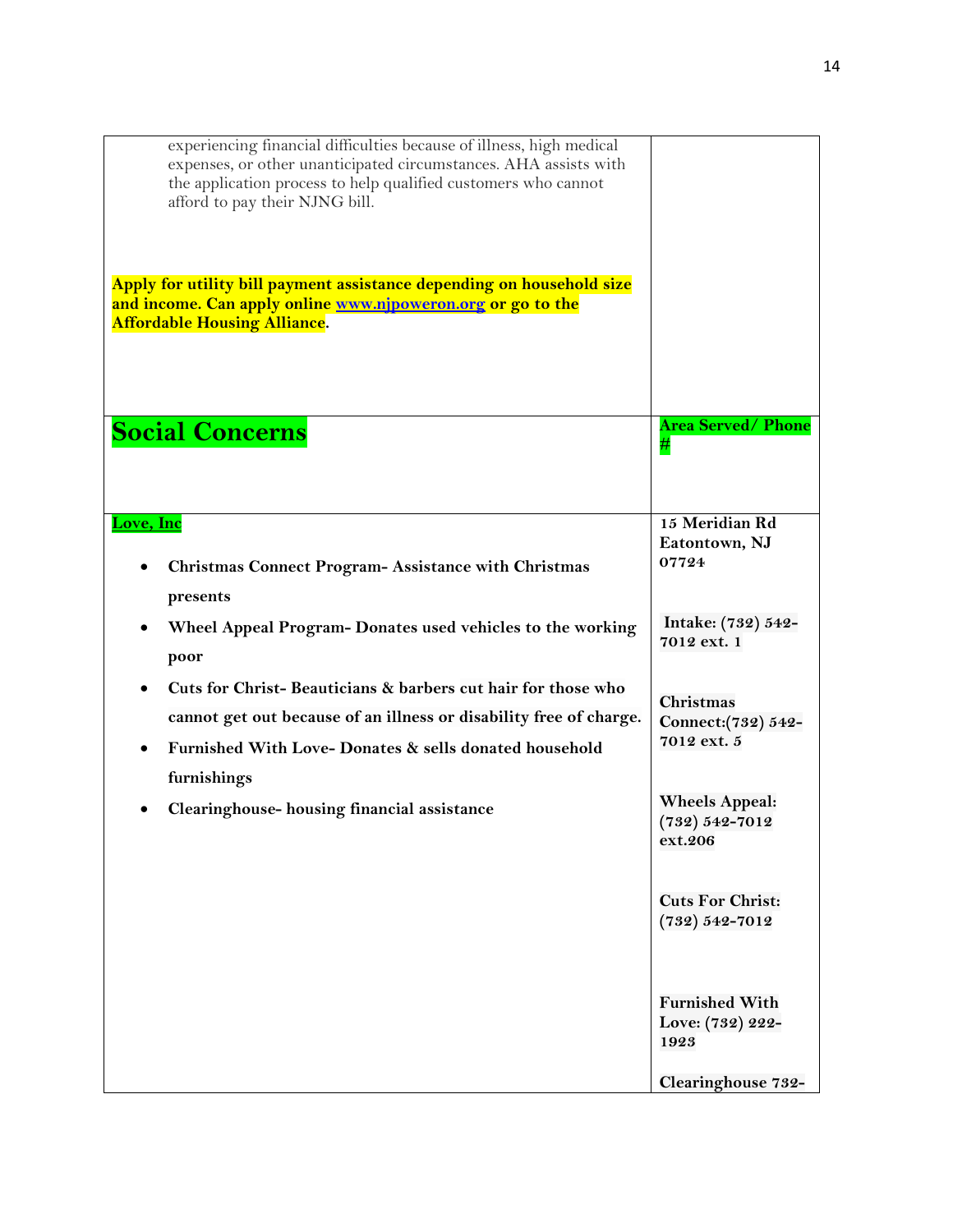| | |
|---|---|
| experiencing financial difficulties because of illness, high medical expenses, or other unanticipated circumstances. AHA assists with the application process to help qualified customers who cannot afford to pay their NJNG bill.<br><br>**Apply for utility bill payment assistance depending on household size and income. Can apply online www.njpoweron.org or go to the Affordable Housing Alliance.** | |
| **Social Concerns** | **Area Served/ Phone #** |
| **Love, Inc**<br><br>• **Christmas Connect Program- Assistance with Christmas presents**<br>• **Wheel Appeal Program- Donates used vehicles to the working poor**<br>• **Cuts for Christ- Beauticians & barbers cut hair for those who cannot get out because of an illness or disability free of charge.**<br>• **Furnished With Love- Donates & sells donated household furnishings**<br>• **Clearinghouse- housing financial assistance** | **15 Meridian Rd Eatontown, NJ 07724**<br><br>**Intake: (732) 542-7012 ext. 1**<br><br>**Christmas Connect:(732) 542-7012 ext. 5**<br><br>**Wheels Appeal: (732) 542-7012 ext.206**<br><br>**Cuts For Christ: (732) 542-7012**<br><br>**Furnished With Love: (732) 222-1923**<br><br>**Clearinghouse 732-** |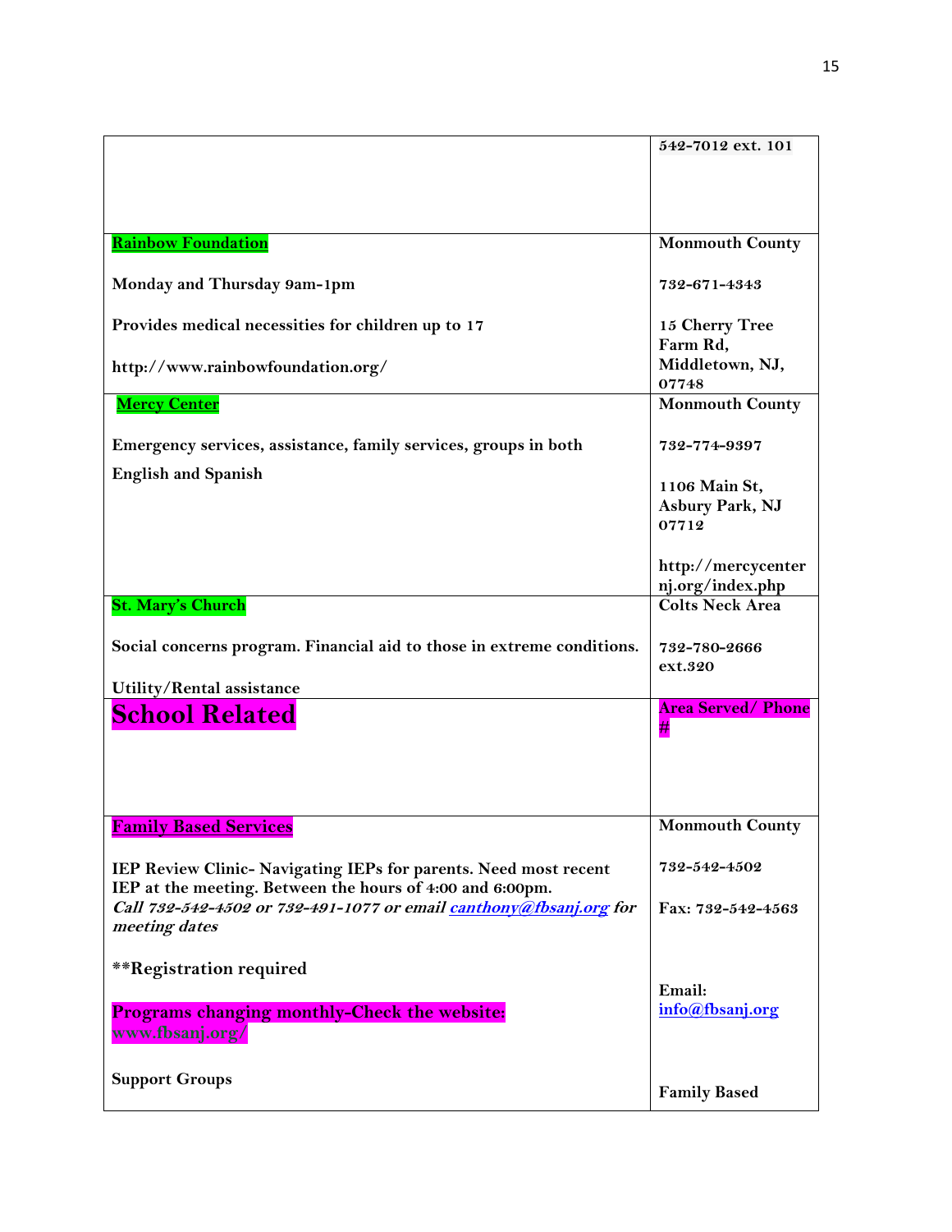| | |
|---|---|
| | 542-7012 ext. 101 |
| **Rainbow Foundation**<br><br>**Monday and Thursday 9am-1pm**<br><br>**Provides medical necessities for children up to 17**<br><br>**http://www.rainbowfoundation.org/** | **Monmouth County**<br><br>**732-671-4343**<br><br>**15 Cherry Tree Farm Rd, Middletown, NJ, 07748** |
| **Mercy Center**<br><br>**Emergency services, assistance, family services, groups in both English and Spanish** | **Monmouth County**<br><br>**732-774-9397**<br><br>**1106 Main St, Asbury Park, NJ 07712**<br><br>**http://mercycenternj.org/index.php** |
| **St. Mary's Church**<br><br>**Social concerns program. Financial aid to those in extreme conditions.**<br><br>**Utility/Rental assistance** | **Colts Neck Area**<br><br>**732-780-2666 ext.320** |
| **School Related** | **Area Served/ Phone #** |
| **Family Based Services**<br><br>**IEP Review Clinic- Navigating IEPs for parents. Need most recent IEP at the meeting. Between the hours of 4:00 and 6:00pm.**<br>***Call 732-542-4502 or 732-491-1077 or email canthony@fbsanj.org for meeting dates***<br><br>**\*\*Registration required**<br><br>**Programs changing monthly-Check the website: www.fbsanj.org/**<br><br>**Support Groups** | **Monmouth County**<br><br>**732-542-4502**<br><br>**Fax: 732-542-4563**<br><br>**Email: info@fbsanj.org**<br><br>**Family Based** |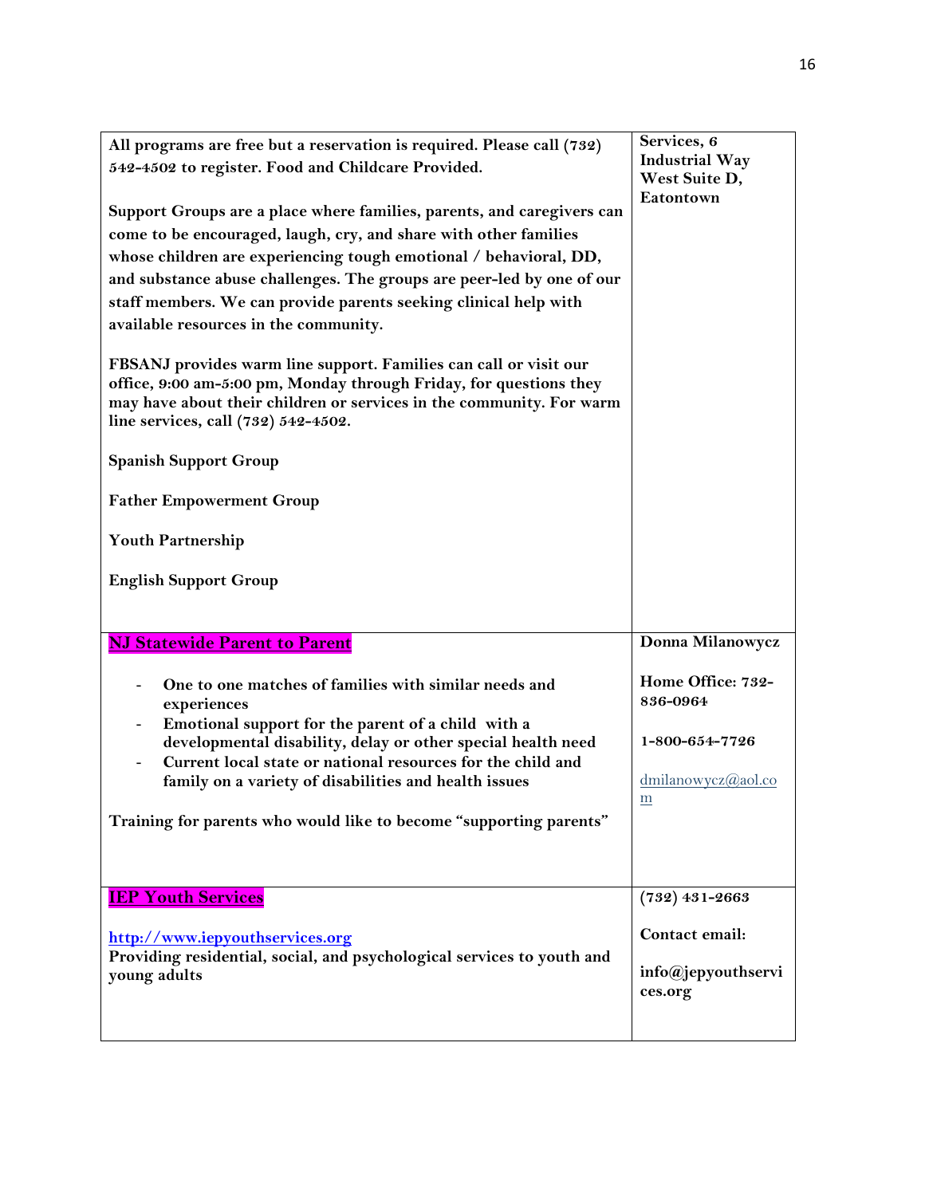| | |
|---|---|
| **All programs are free but a reservation is required. Please call (732) 542-4502 to register. Food and Childcare Provided.**<br><br>**Support Groups are a place where families, parents, and caregivers can come to be encouraged, laugh, cry, and share with other families whose children are experiencing tough emotional / behavioral, DD, and substance abuse challenges. The groups are peer-led by one of our staff members. We can provide parents seeking clinical help with available resources in the community.**<br><br>**FBSANJ provides warm line support. Families can call or visit our office, 9:00 am-5:00 pm, Monday through Friday, for questions they may have about their children or services in the community. For warm line services, call (732) 542-4502.**<br><br>**Spanish Support Group**<br><br>**Father Empowerment Group**<br><br>**Youth Partnership**<br><br>**English Support Group** | **Services, 6 Industrial Way West Suite D, Eatontown** |
| **NJ Statewide Parent to Parent**<br><br>- **One to one matches of families with similar needs and experiences**<br>- **Emotional support for the parent of a child with a developmental disability, delay or other special health need**<br>- **Current local state or national resources for the child and family on a variety of disabilities and health issues**<br><br>**Training for parents who would like to become "supporting parents"** | **Donna Milanowycz**<br><br>**Home Office: 732-836-0964**<br><br>**1-800-654-7726**<br><br>dmilanowycz@aol.com |
| **IEP Youth Services**<br><br>**http://www.iepyouthservices.org**<br>**Providing residential, social, and psychological services to youth and young adults** | **(732) 431-2663**<br><br>**Contact email:**<br><br>**info@jepyouthservices.org** |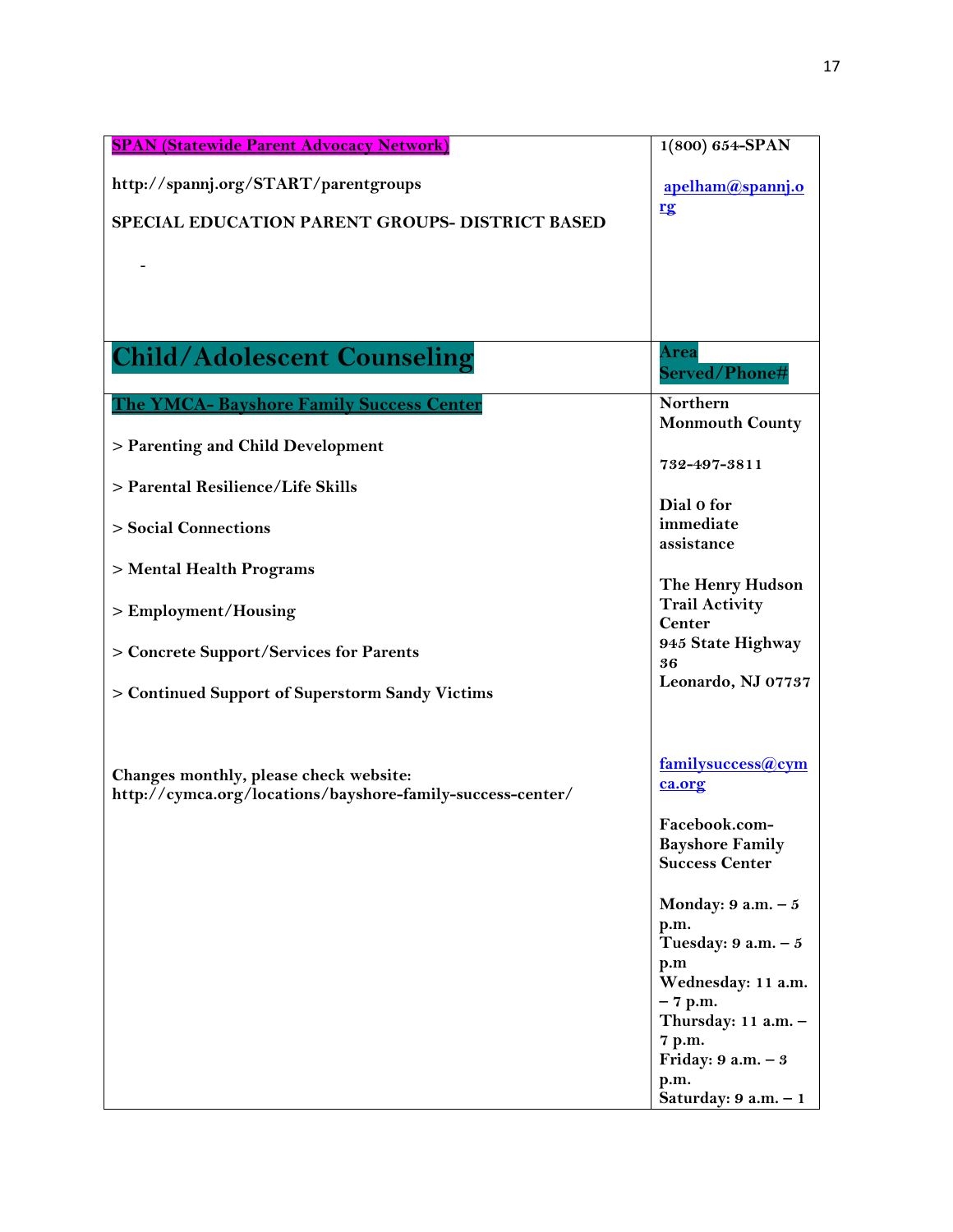| **SPAN (Statewide Parent Advocacy Network)**<br><br>**http://spannj.org/START/parentgroups**<br><br>**SPECIAL EDUCATION PARENT GROUPS- DISTRICT BASED**<br><br>- | **1(800) 654-SPAN**<br><br>**apelham@spannj.org** |
|---|---|
| **Child/Adolescent Counseling** | **Area Served/Phone#** |
| **The YMCA- Bayshore Family Success Center**<br><br>**> Parenting and Child Development**<br><br>**> Parental Resilience/Life Skills**<br><br>**> Social Connections**<br><br>**> Mental Health Programs**<br><br>**> Employment/Housing**<br><br>**> Concrete Support/Services for Parents**<br><br>**> Continued Support of Superstorm Sandy Victims**<br><br>**Changes monthly, please check website: http://cymca.org/locations/bayshore-family-success-center/** | **Northern Monmouth County**<br><br>**732-497-3811**<br><br>**Dial 0 for immediate assistance**<br><br>**The Henry Hudson Trail Activity Center**<br>**945 State Highway 36**<br>**Leonardo, NJ 07737**<br><br>**familysuccess@cymca.org**<br><br>**Facebook.com-Bayshore Family Success Center**<br><br>**Monday: 9 a.m. – 5 p.m.**<br>**Tuesday: 9 a.m. – 5 p.m**<br>**Wednesday: 11 a.m. – 7 p.m.**<br>**Thursday: 11 a.m. – 7 p.m.**<br>**Friday: 9 a.m. – 3 p.m.**<br>**Saturday: 9 a.m. – 1** |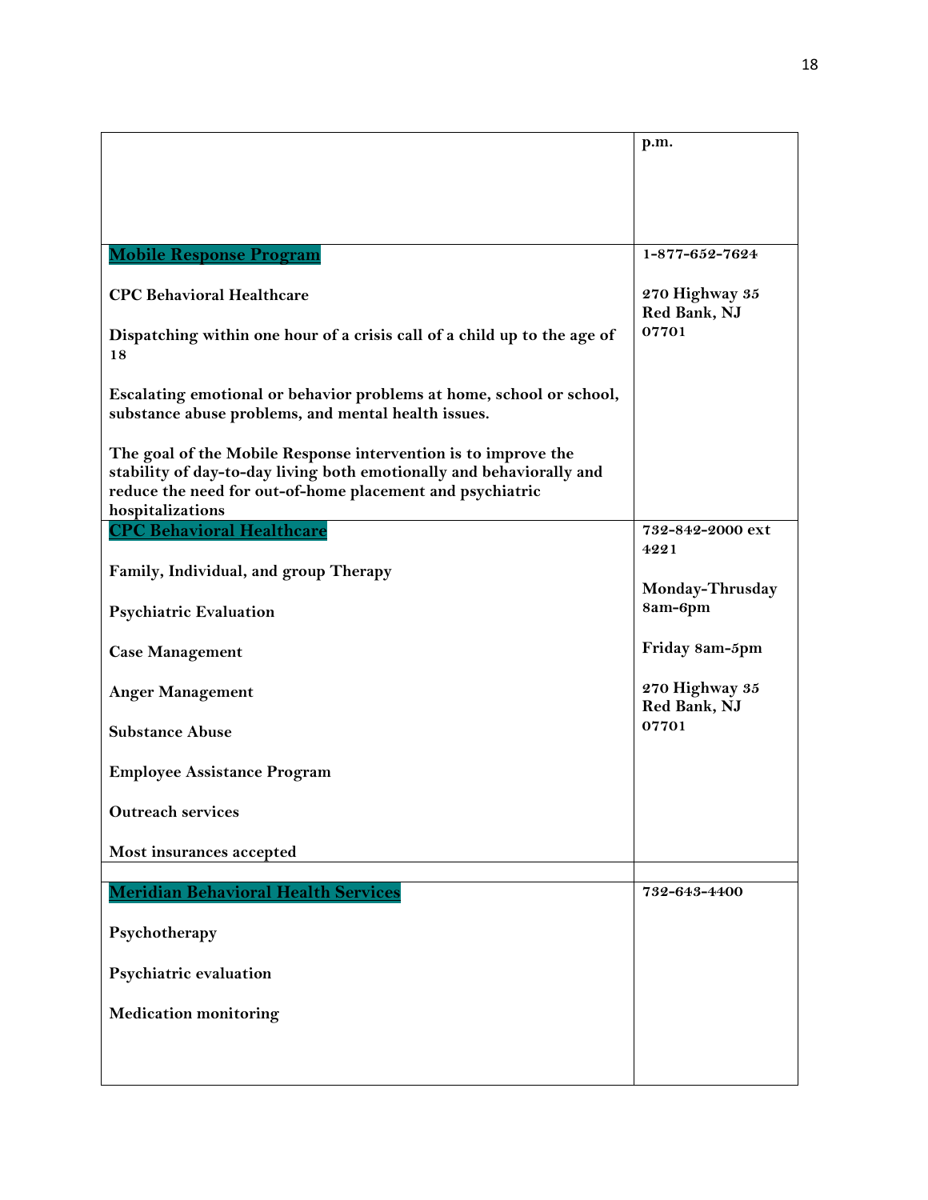| | |
|---|---|
| | **p.m.** |
| **Mobile Response Program**<br><br>**CPC Behavioral Healthcare**<br><br>**Dispatching within one hour of a crisis call of a child up to the age of 18**<br><br>**Escalating emotional or behavior problems at home, school or school, substance abuse problems, and mental health issues.**<br><br>**The goal of the Mobile Response intervention is to improve the stability of day-to-day living both emotionally and behaviorally and reduce the need for out-of-home placement and psychiatric hospitalizations** | **1-877-652-7624**<br><br>**270 Highway 35 Red Bank, NJ 07701** |
| **CPC Behavioral Healthcare**<br><br>**Family, Individual, and group Therapy**<br><br>**Psychiatric Evaluation**<br><br>**Case Management**<br><br>**Anger Management**<br><br>**Substance Abuse**<br><br>**Employee Assistance Program**<br><br>**Outreach services**<br><br>**Most insurances accepted** | **732-842-2000 ext 4221**<br><br>**Monday-Thrusday 8am-6pm**<br><br>**Friday 8am-5pm**<br><br>**270 Highway 35 Red Bank, NJ 07701** |
| | |
| **Meridian Behavioral Health Services**<br><br>**Psychotherapy**<br><br>**Psychiatric evaluation**<br><br>**Medication monitoring** | **732-643-4400** |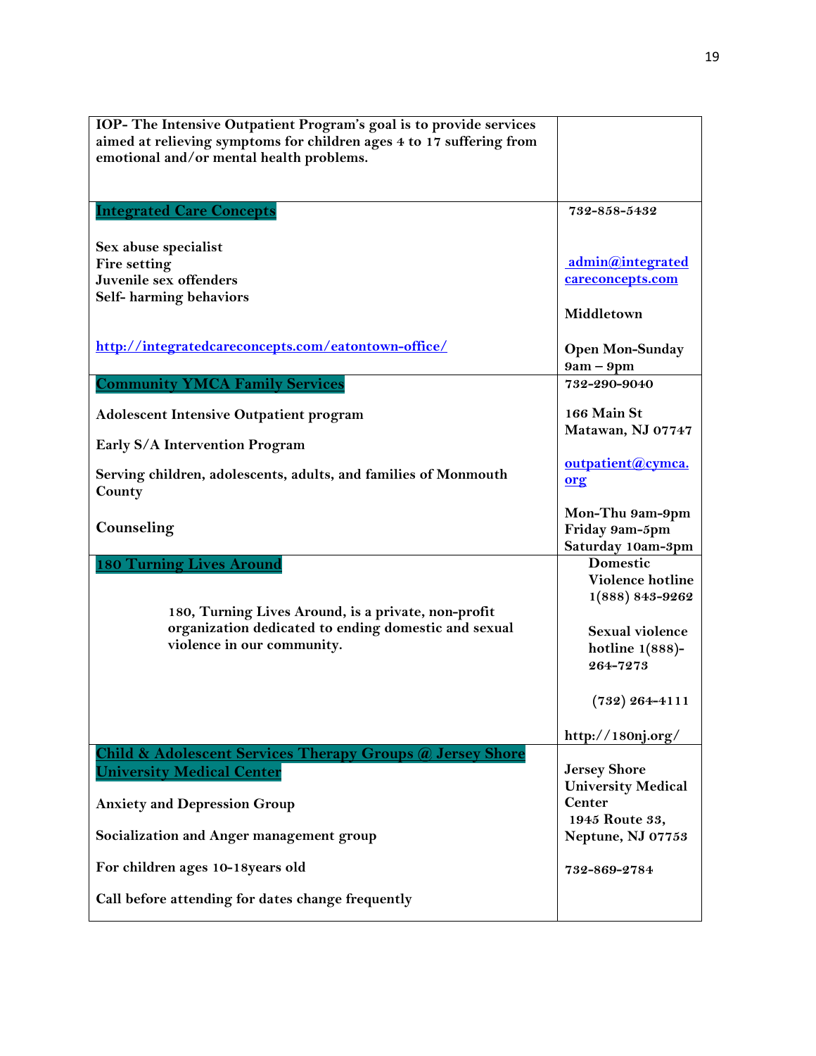| IOP- The Intensive Outpatient Program's goal is to provide services aimed at relieving symptoms for children ages 4 to 17 suffering from emotional and/or mental health problems. | |
|---|---|
| **Integrated Care Concepts**<br><br>Sex abuse specialist<br>Fire setting<br>Juvenile sex offenders<br>Self- harming behaviors<br><br>http://integratedcareconcepts.com/eatontown-office/ | 732-858-5432<br><br>admin@integratedcareconcepts.com<br><br>Middletown<br><br>Open Mon-Sunday 9am – 9pm |
| **Community YMCA Family Services**<br><br>Adolescent Intensive Outpatient program<br><br>Early S/A Intervention Program<br><br>Serving children, adolescents, adults, and families of Monmouth County<br><br>Counseling | 732-290-9040<br><br>166 Main St<br>Matawan, NJ 07747<br><br>outpatient@cymca.org<br><br>Mon-Thu 9am-9pm<br>Friday 9am-5pm<br>Saturday 10am-3pm |
| **180 Turning Lives Around**<br><br>180, Turning Lives Around, is a private, non-profit organization dedicated to ending domestic and sexual violence in our community. | Domestic Violence hotline 1(888) 843-9262<br><br>Sexual violence hotline 1(888)-264-7273<br><br>(732) 264-4111<br><br>http://180nj.org/ |
| **Child & Adolescent Services Therapy Groups @ Jersey Shore University Medical Center**<br><br>Anxiety and Depression Group<br><br>Socialization and Anger management group<br><br>For children ages 10-18years old<br><br>Call before attending for dates change frequently | Jersey Shore University Medical Center<br>1945 Route 33, Neptune, NJ 07753<br><br>732-869-2784 |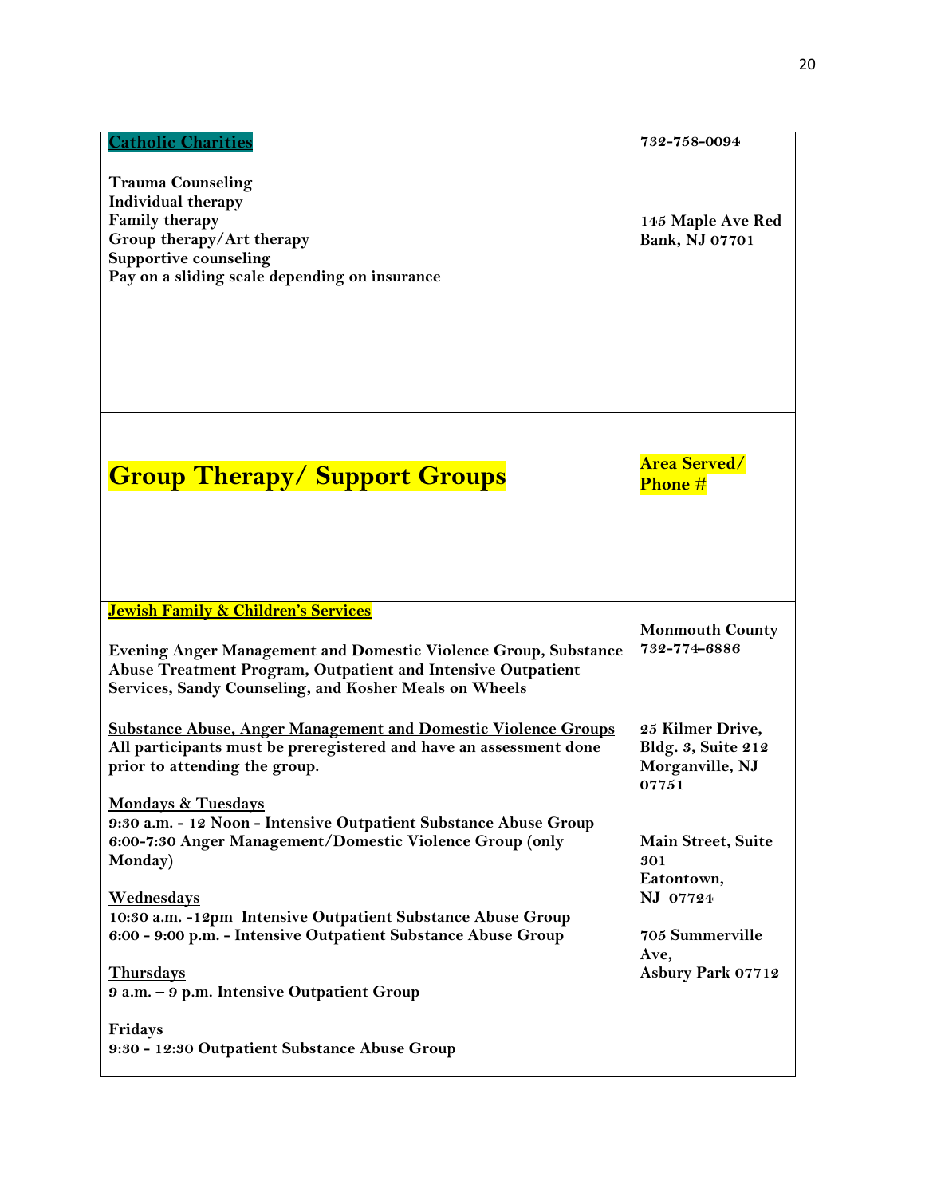| **Catholic Charities**<br><br>**Trauma Counseling**<br>**Individual therapy**<br>**Family therapy**<br>**Group therapy/Art therapy**<br>**Supportive counseling**<br>**Pay on a sliding scale depending on insurance** | **732-758-0094**<br><br>**145 Maple Ave Red Bank, NJ 07701** |
|---|---|
| **Group Therapy/ Support Groups** | **Area Served/ Phone #** |
| **Jewish Family & Children's Services**<br><br>**Evening Anger Management and Domestic Violence Group, Substance Abuse Treatment Program, Outpatient and Intensive Outpatient Services, Sandy Counseling, and Kosher Meals on Wheels**<br><br>**Substance Abuse, Anger Management and Domestic Violence Groups**<br>**All participants must be preregistered and have an assessment done prior to attending the group.**<br><br>**Mondays & Tuesdays**<br>**9:30 a.m. - 12 Noon - Intensive Outpatient Substance Abuse Group**<br>**6:00-7:30 Anger Management/Domestic Violence Group (only Monday)**<br><br>**Wednesdays**<br>**10:30 a.m. -12pm Intensive Outpatient Substance Abuse Group**<br>**6:00 - 9:00 p.m. - Intensive Outpatient Substance Abuse Group**<br><br>**Thursdays**<br>**9 a.m. – 9 p.m. Intensive Outpatient Group**<br><br>**Fridays**<br>**9:30 - 12:30 Outpatient Substance Abuse Group** | **Monmouth County**<br>**732-774-6886**<br><br>**25 Kilmer Drive, Bldg. 3, Suite 212 Morganville, NJ 07751**<br><br>**Main Street, Suite 301**<br>**Eatontown, NJ 07724**<br><br>**705 Summerville Ave,**<br>**Asbury Park 07712** |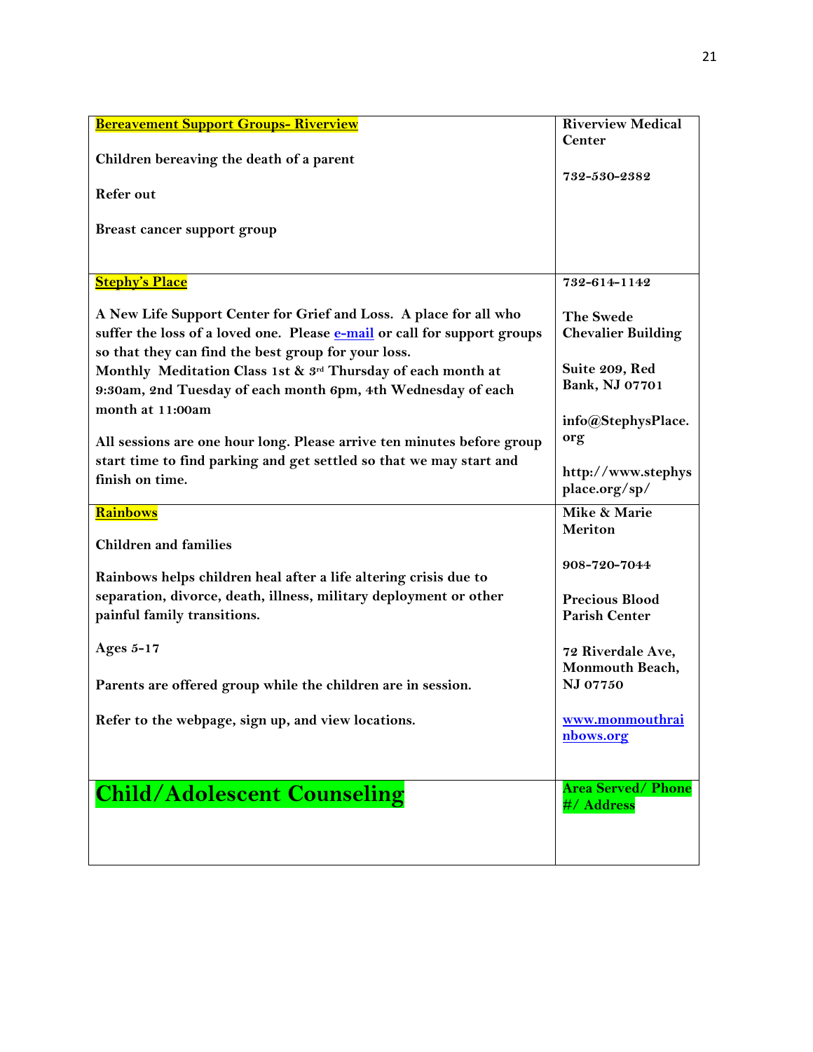| **Bereavement Support Groups- Riverview**<br><br>**Children bereaving the death of a parent**<br><br>**Refer out**<br><br>**Breast cancer support group** | **Riverview Medical Center**<br><br>**732-530-2382** |
|---|---|
| **Stephy's Place**<br><br>**A New Life Support Center for Grief and Loss. A place for all who suffer the loss of a loved one. Please [e-mail]() or call for support groups so that they can find the best group for your loss.**<br>**Monthly Meditation Class 1st & 3rd Thursday of each month at 9:30am, 2nd Tuesday of each month 6pm, 4th Wednesday of each month at 11:00am**<br><br>**All sessions are one hour long. Please arrive ten minutes before group start time to find parking and get settled so that we may start and finish on time.** | **732-614-1142**<br><br>**The Swede Chevalier Building**<br><br>**Suite 209, Red Bank, NJ 07701**<br><br>**info@StephysPlace.org**<br><br>**http://www.stephysplace.org/sp/** |
| **Rainbows**<br><br>**Children and families**<br><br>**Rainbows helps children heal after a life altering crisis due to separation, divorce, death, illness, military deployment or other painful family transitions.**<br><br>**Ages 5-17**<br><br>**Parents are offered group while the children are in session.**<br><br>**Refer to the webpage, sign up, and view locations.** | **Mike & Marie Meriton**<br><br>**908-720-7044**<br><br>**Precious Blood Parish Center**<br><br>**72 Riverdale Ave, Monmouth Beach, NJ 07750**<br><br>**[www.monmouthrainbows.org](www.monmouthrainbows.org)** |
| **Child/Adolescent Counseling** | **Area Served/ Phone #/ Address** |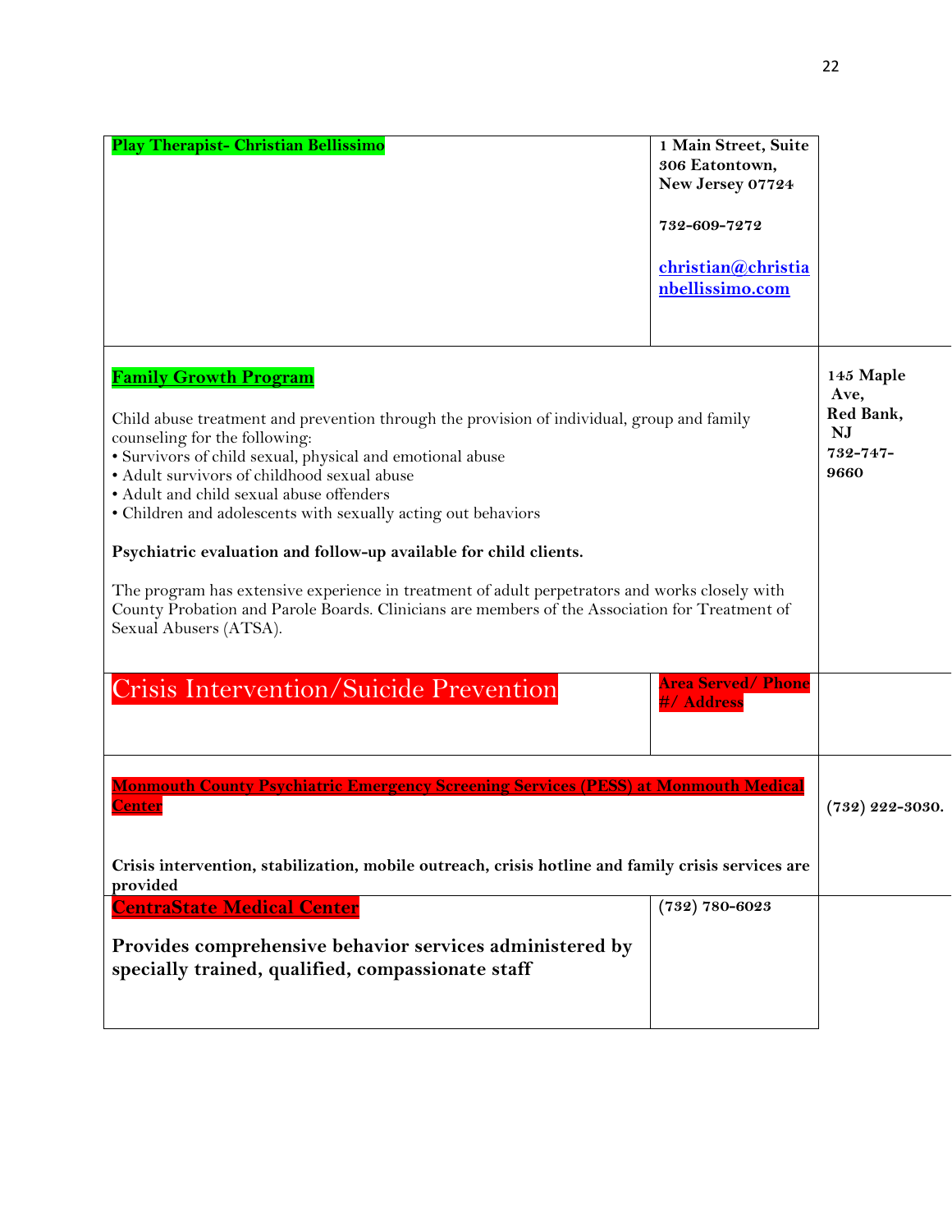| | |
|---|---|
| **Play Therapist- Christian Bellissimo** | **1 Main Street, Suite 306 Eatontown, New Jersey 07724**<br><br>**732-609-7272**<br><br>**christian@christianbellissimo.com** |
| **Family Growth Program**<br><br>Child abuse treatment and prevention through the provision of individual, group and family counseling for the following:<br>• Survivors of child sexual, physical and emotional abuse<br>• Adult survivors of childhood sexual abuse<br>• Adult and child sexual abuse offenders<br>• Children and adolescents with sexually acting out behaviors<br><br>**Psychiatric evaluation and follow-up available for child clients.**<br><br>The program has extensive experience in treatment of adult perpetrators and works closely with County Probation and Parole Boards. Clinicians are members of the Association for Treatment of Sexual Abusers (ATSA). | **145 Maple Ave, Red Bank, NJ 732-747-9660** |
| Crisis Intervention/Suicide Prevention | **Area Served/ Phone #/ Address** |
| **Monmouth County Psychiatric Emergency Screening Services (PESS) at Monmouth Medical Center**<br><br>**Crisis intervention, stabilization, mobile outreach, crisis hotline and family crisis services are provided** | **(732) 222-3030.** |
| **CentraState Medical Center**<br><br>**Provides comprehensive behavior services administered by specially trained, qualified, compassionate staff** | **(732) 780-6023** |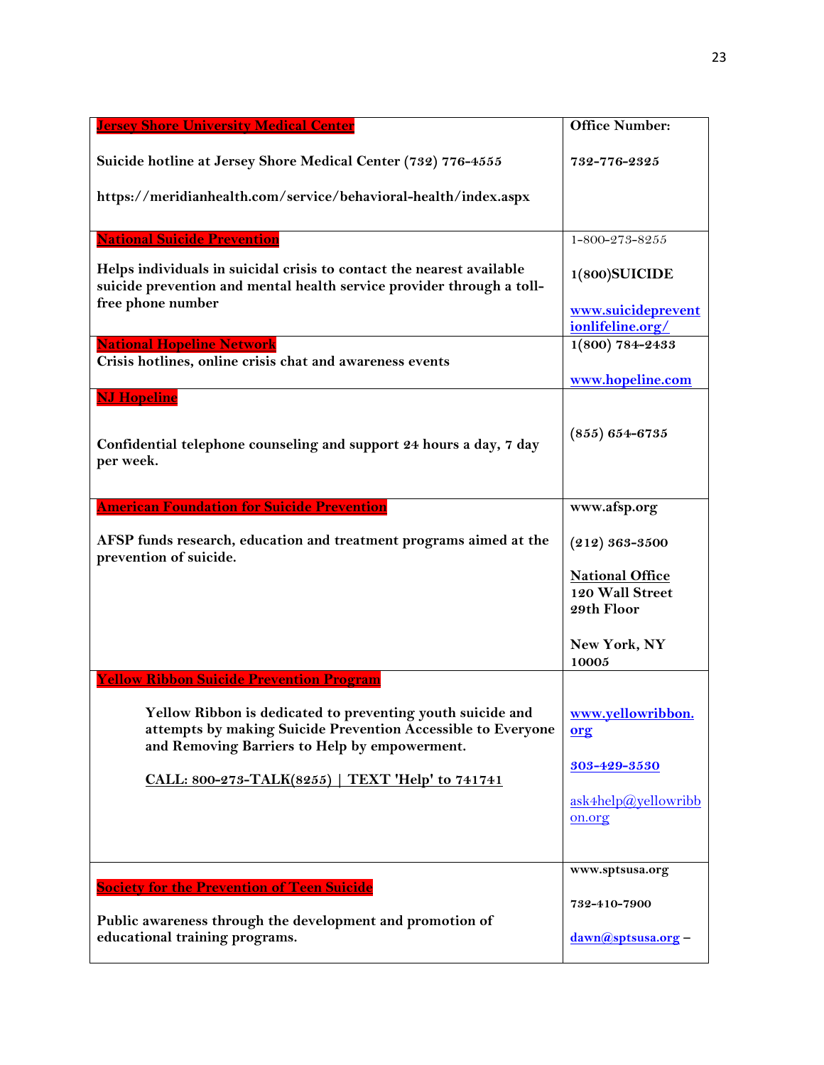| Organization | Contact |
| --- | --- |
| **Jersey Shore University Medical Center**<br><br>**Suicide hotline at Jersey Shore Medical Center (732) 776-4555**<br><br>**https://meridianhealth.com/service/behavioral-health/index.aspx** | **Office Number:**<br><br>**732-776-2325** |
| **National Suicide Prevention**<br><br>**Helps individuals in suicidal crisis to contact the nearest available suicide prevention and mental health service provider through a toll-free phone number** | 1-800-273-8255<br><br>**1(800)SUICIDE**<br><br>**www.suicidepreventionlifeline.org/** |
| **National Hopeline Network**<br>**Crisis hotlines, online crisis chat and awareness events** | **1(800) 784-2433**<br><br>**www.hopeline.com** |
| **NJ Hopeline**<br><br>**Confidential telephone counseling and support 24 hours a day, 7 day per week.** | **(855) 654-6735** |
| **American Foundation for Suicide Prevention**<br><br>**AFSP funds research, education and treatment programs aimed at the prevention of suicide.** | **www.afsp.org**<br><br>**(212) 363-3500**<br><br>**National Office**<br>**120 Wall Street**<br>**29th Floor**<br><br>**New York, NY 10005** |
| **Yellow Ribbon Suicide Prevention Program**<br><br>**Yellow Ribbon is dedicated to preventing youth suicide and attempts by making Suicide Prevention Accessible to Everyone and Removing Barriers to Help by empowerment.**<br><br>**CALL: 800-273-TALK(8255) \| TEXT 'Help' to 741741** | **www.yellowribbon.org**<br><br>**303-429-3530**<br><br>ask4help@yellowribbon.org |
| **Society for the Prevention of Teen Suicide**<br><br>**Public awareness through the development and promotion of educational training programs.** | **www.sptsusa.org**<br><br>**732-410-7900**<br><br>**dawn@sptsusa.org –** |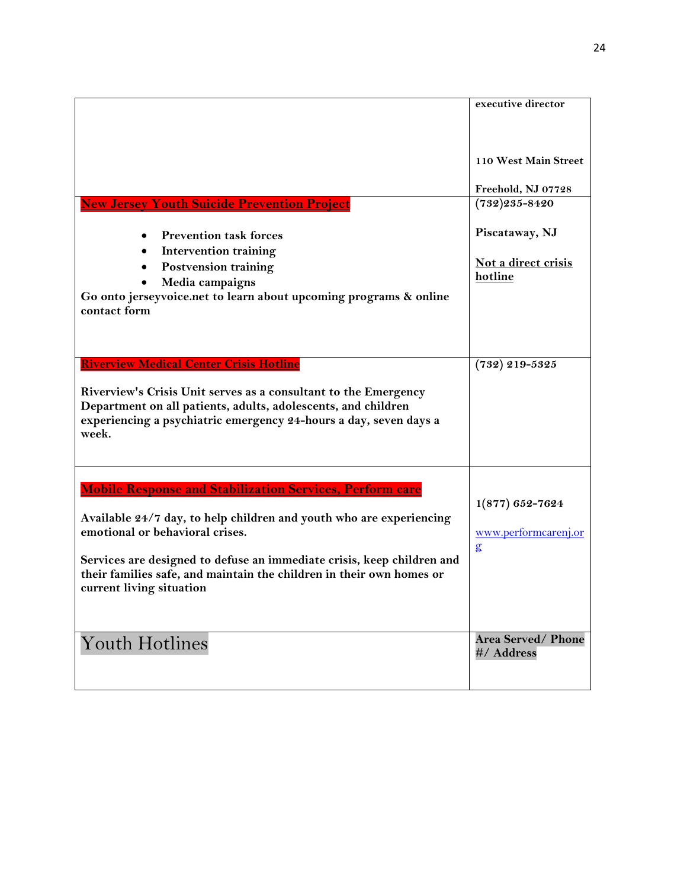| | |
|---|---|
| | **executive director**<br><br>**110 West Main Street**<br><br>**Freehold, NJ 07728** |
| **New Jersey Youth Suicide Prevention Project**<br><br>- **Prevention task forces**<br>- **Intervention training**<br>- **Postvension training**<br>- **Media campaigns**<br><br>**Go onto jerseyvoice.net to learn about upcoming programs & online contact form** | **(732)235-8420**<br><br>**Piscataway, NJ**<br><br>**Not a direct crisis hotline** |
| **Riverview Medical Center Crisis Hotline**<br><br>**Riverview's Crisis Unit serves as a consultant to the Emergency Department on all patients, adults, adolescents, and children experiencing a psychiatric emergency 24-hours a day, seven days a week.** | **(732) 219-5325** |
| **Mobile Response and Stabilization Services, Perform care**<br><br>**Available 24/7 day, to help children and youth who are experiencing emotional or behavioral crises.**<br><br>**Services are designed to defuse an immediate crisis, keep children and their families safe, and maintain the children in their own homes or current living situation** | **1(877) 652-7624**<br><br>www.performcarenj.org |
| Youth Hotlines | **Area Served/ Phone #/ Address** |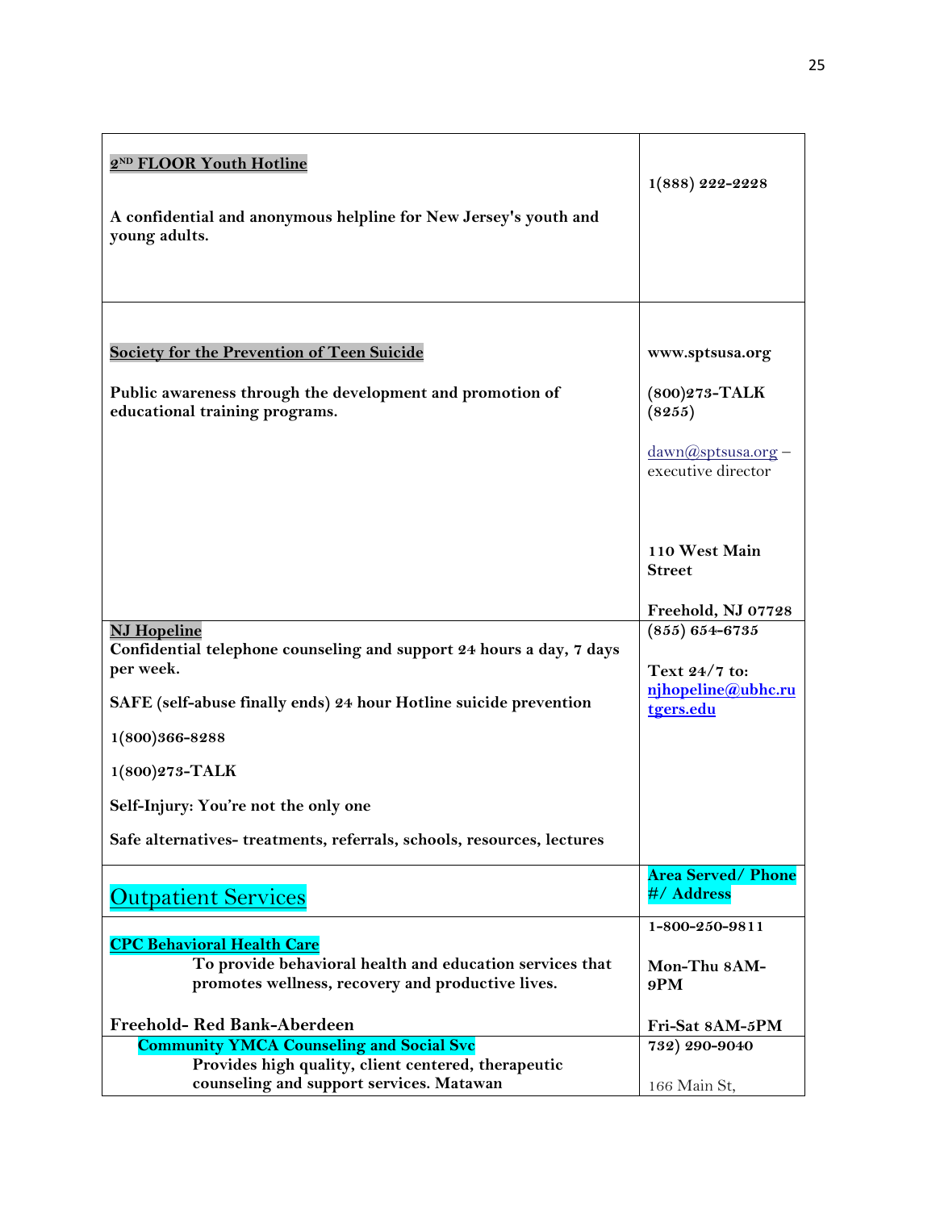| | |
|---|---|
| **2ND FLOOR Youth Hotline**<br><br>**A confidential and anonymous helpline for New Jersey's youth and young adults.** | **1(888) 222-2228** |
| **Society for the Prevention of Teen Suicide**<br><br>**Public awareness through the development and promotion of educational training programs.** | **www.sptsusa.org**<br><br>**(800)273-TALK (8255)**<br><br>dawn@sptsusa.org – executive director<br><br>**110 West Main Street**<br><br>**Freehold, NJ 07728** |
| **NJ Hopeline**<br>**Confidential telephone counseling and support 24 hours a day, 7 days per week.**<br><br>**SAFE (self-abuse finally ends) 24 hour Hotline suicide prevention**<br><br>**1(800)366-8288**<br><br>**1(800)273-TALK**<br><br>**Self-Injury: You're not the only one**<br><br>**Safe alternatives- treatments, referrals, schools, resources, lectures** | **(855) 654-6735**<br><br>**Text 24/7 to: njhopeline@ubhc.rutgers.edu** |
| **Outpatient Services** | **Area Served/ Phone #/ Address** |
| **CPC Behavioral Health Care**<br>**To provide behavioral health and education services that promotes wellness, recovery and productive lives.**<br><br>**Freehold- Red Bank-Aberdeen** | **1-800-250-9811**<br><br>**Mon-Thu 8AM-9PM**<br><br>**Fri-Sat 8AM-5PM** |
| **Community YMCA Counseling and Social Svc**<br>**Provides high quality, client centered, therapeutic counseling and support services. Matawan** | **732) 290-9040**<br><br>166 Main St, |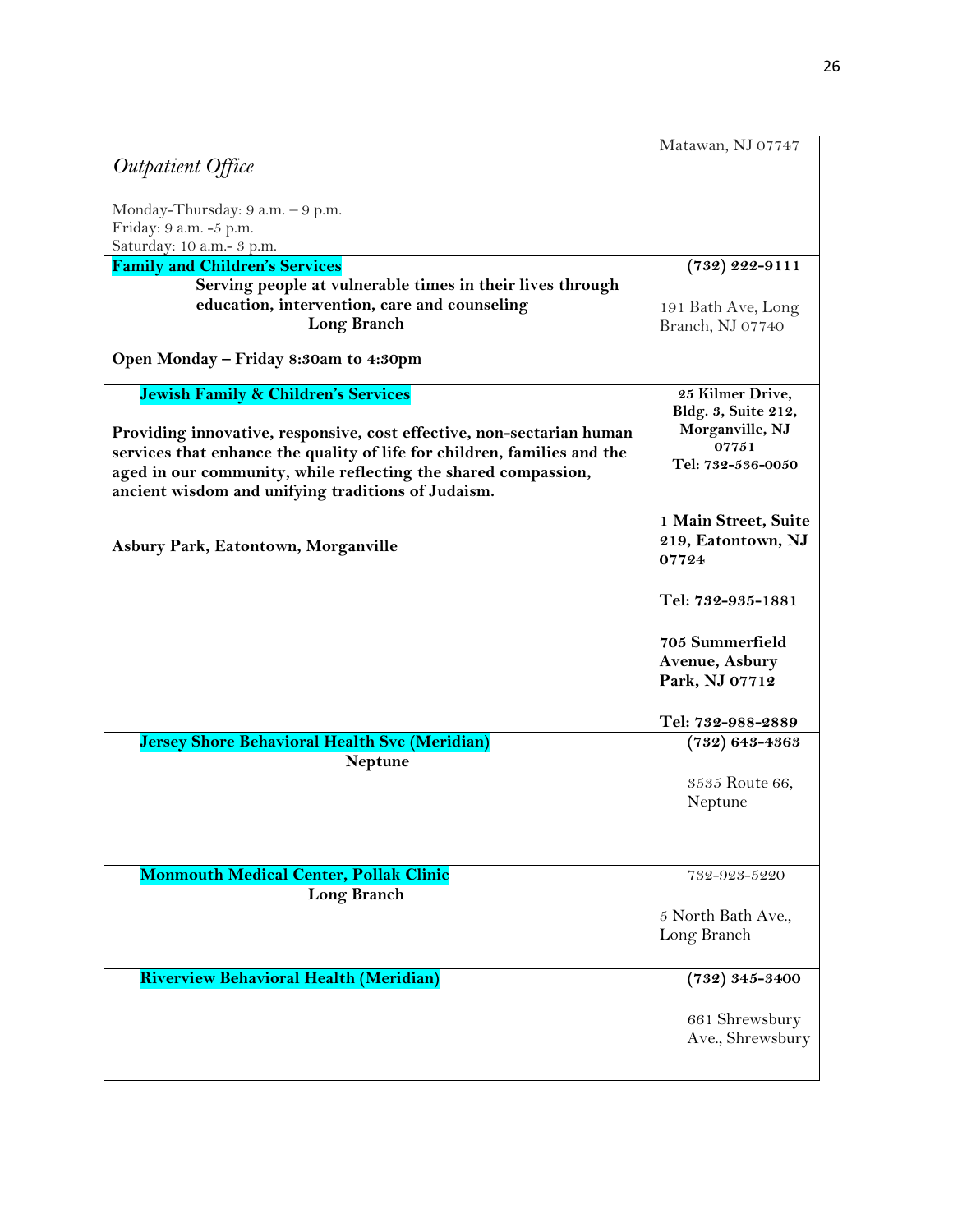| | |
|---|---|
| *Outpatient Office*<br><br>Monday-Thursday: 9 a.m. – 9 p.m.<br>Friday: 9 a.m. -5 p.m.<br>Saturday: 10 a.m.- 3 p.m. | Matawan, NJ 07747 |
| **Family and Children's Services**<br>**Serving people at vulnerable times in their lives through education, intervention, care and counseling**<br>**Long Branch**<br><br>**Open Monday – Friday 8:30am to 4:30pm** | **(732) 222-9111**<br><br>191 Bath Ave, Long Branch, NJ 07740 |
| **Jewish Family & Children's Services**<br><br>**Providing innovative, responsive, cost effective, non-sectarian human services that enhance the quality of life for children, families and the aged in our community, while reflecting the shared compassion, ancient wisdom and unifying traditions of Judaism.**<br><br>**Asbury Park, Eatontown, Morganville** | **25 Kilmer Drive, Bldg. 3, Suite 212, Morganville, NJ 07751**<br>**Tel: 732-536-0050**<br><br>**1 Main Street, Suite 219, Eatontown, NJ 07724**<br><br>**Tel: 732-935-1881**<br><br>**705 Summerfield Avenue, Asbury Park, NJ 07712**<br><br>**Tel: 732-988-2889** |
| **Jersey Shore Behavioral Health Svc (Meridian)**<br>**Neptune** | **(732) 643-4363**<br><br>3535 Route 66, Neptune |
| **Monmouth Medical Center, Pollak Clinic**<br>**Long Branch** | 732-923-5220<br><br>5 North Bath Ave., Long Branch |
| **Riverview Behavioral Health (Meridian)** | **(732) 345-3400**<br><br>661 Shrewsbury Ave., Shrewsbury |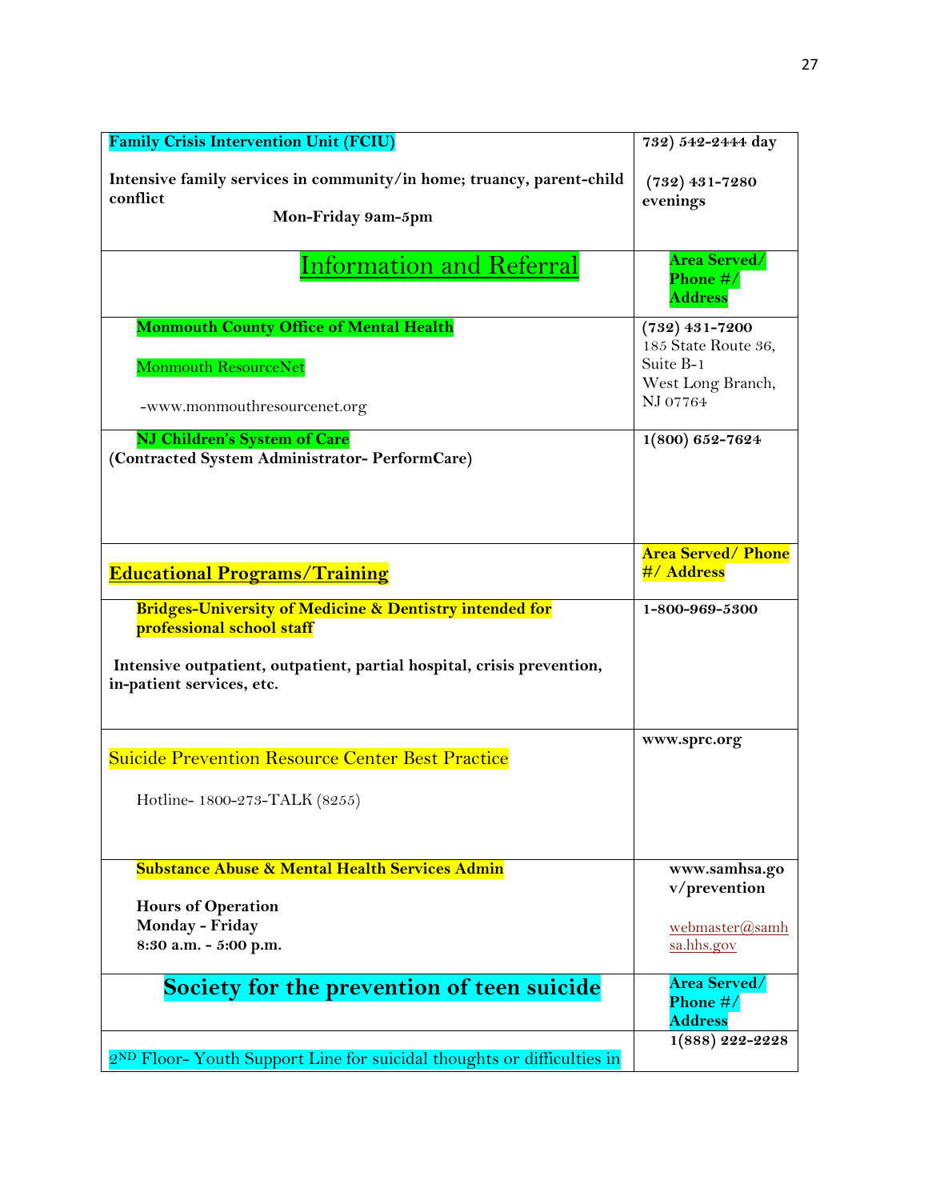| | |
|---|---|
| **Family Crisis Intervention Unit (FCIU)**<br><br>**Intensive family services in community/in home; truancy, parent-child conflict**<br>**Mon-Friday 9am-5pm** | **732) 542-2444 day**<br><br>**(732) 431-7280 evenings** |
| Information and Referral | **Area Served/ Phone #/ Address** |
| **Monmouth County Office of Mental Health**<br><br>Monmouth ResourceNet<br><br>-www.monmouthresourcenet.org | **(732) 431-7200**<br>185 State Route 36, Suite B-1<br>West Long Branch, NJ 07764 |
| **NJ Children's System of Care**<br>**(Contracted System Administrator- PerformCare)** | **1(800) 652-7624** |
| **Educational Programs/Training** | **Area Served/ Phone #/ Address** |
| **Bridges-University of Medicine & Dentistry intended for professional school staff**<br><br>**Intensive outpatient, outpatient, partial hospital, crisis prevention, in-patient services, etc.** | **1-800-969-5300** |
| Suicide Prevention Resource Center Best Practice<br><br>Hotline- 1800-273-TALK (8255) | **www.sprc.org** |
| **Substance Abuse & Mental Health Services Admin**<br><br>**Hours of Operation**<br>**Monday - Friday**<br>**8:30 a.m. - 5:00 p.m.** | **www.samhsa.gov/prevention**<br><br>webmaster@samhsa.hhs.gov |
| **Society for the prevention of teen suicide** | **Area Served/ Phone #/ Address** |
| 2ND Floor- Youth Support Line for suicidal thoughts or difficulties in | **1(888) 222-2228** |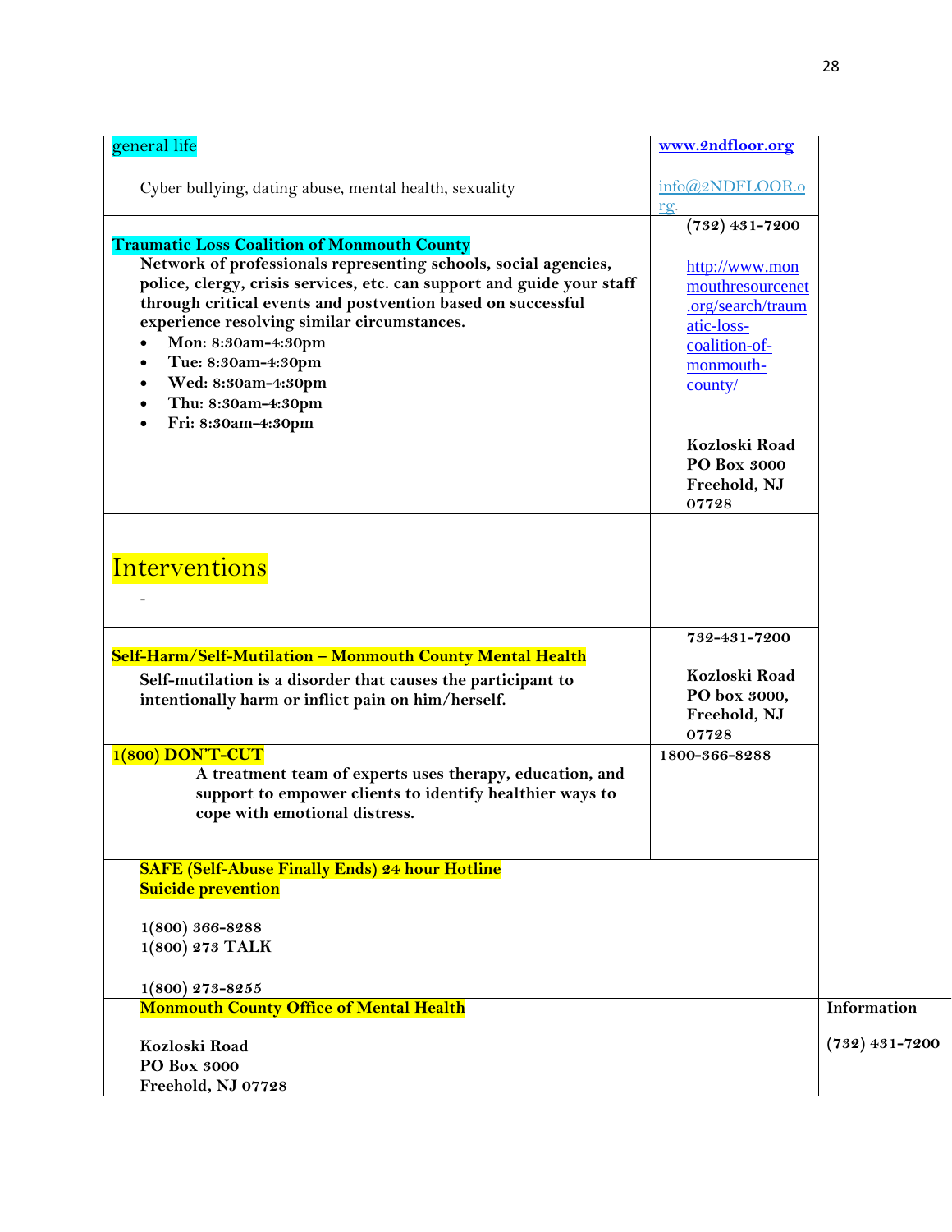| general life<br><br>Cyber bullying, dating abuse, mental health, sexuality | www.2ndfloor.org<br><br>info@2NDFLOOR.org. |
|---|---|
| **Traumatic Loss Coalition of Monmouth County**<br>**Network of professionals representing schools, social agencies, police, clergy, crisis services, etc. can support and guide your staff through critical events and postvention based on successful experience resolving similar circumstances.**<br>• **Mon: 8:30am-4:30pm**<br>• **Tue: 8:30am-4:30pm**<br>• **Wed: 8:30am-4:30pm**<br>• **Thu: 8:30am-4:30pm**<br>• **Fri: 8:30am-4:30pm** | **(732) 431-7200**<br><br>http://www.monmouthresourcenet.org/search/traumatic-loss-coalition-of-monmouth-county/<br><br>**Kozloski Road**<br>**PO Box 3000**<br>**Freehold, NJ 07728** |
| Interventions<br><br>- | |
| **Self-Harm/Self-Mutilation – Monmouth County Mental Health**<br>**Self-mutilation is a disorder that causes the participant to intentionally harm or inflict pain on him/herself.** | **732-431-7200**<br><br>**Kozloski Road**<br>**PO box 3000,**<br>**Freehold, NJ 07728** |
| **1(800) DON'T-CUT**<br>**A treatment team of experts uses therapy, education, and support to empower clients to identify healthier ways to cope with emotional distress.** | **1800-366-8288** |
| **SAFE (Self-Abuse Finally Ends) 24 hour Hotline**<br>**Suicide prevention**<br><br>**1(800) 366-8288**<br>**1(800) 273 TALK**<br><br>**1(800) 273-8255** | |
| **Monmouth County Office of Mental Health**<br><br>**Kozloski Road**<br>**PO Box 3000**<br>**Freehold, NJ 07728** | **Information**<br><br>**(732) 431-7200** |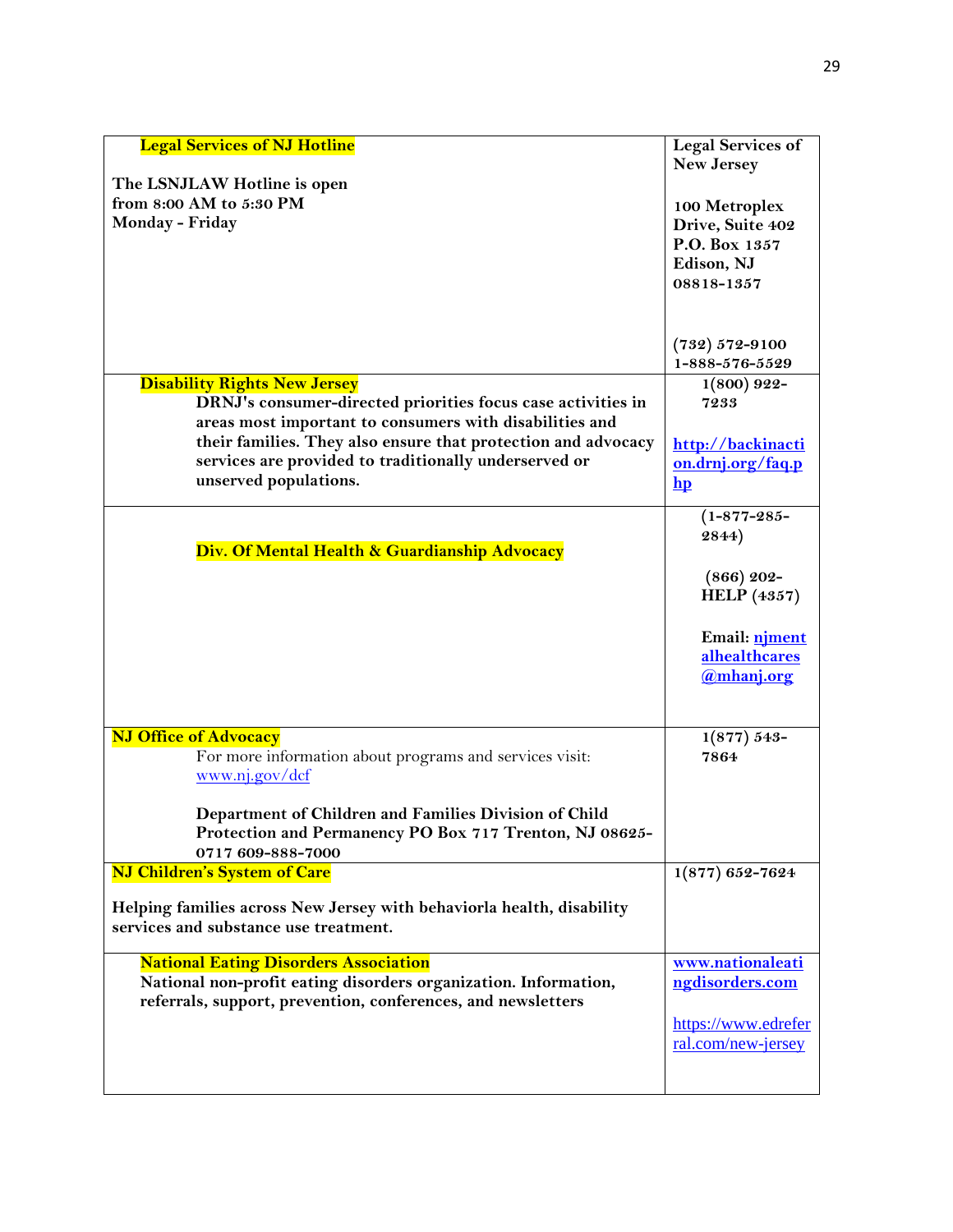| | |
|---|---|
| **Legal Services of NJ Hotline**<br><br>**The LSNJLAW Hotline is open from 8:00 AM to 5:30 PM Monday - Friday** | **Legal Services of New Jersey**<br><br>**100 Metroplex Drive, Suite 402 P.O. Box 1357 Edison, NJ 08818-1357**<br><br>**(732) 572-9100**<br>**1-888-576-5529** |
| **Disability Rights New Jersey**<br>**DRNJ's consumer-directed priorities focus case activities in areas most important to consumers with disabilities and their families. They also ensure that protection and advocacy services are provided to traditionally underserved or unserved populations.** | **1(800) 922-7233**<br><br>**http://backinaction.drnj.org/faq.php** |
| **Div. Of Mental Health & Guardianship Advocacy** | **(1-877-285-2844)**<br><br>**(866) 202-HELP (4357)**<br><br>**Email: njmentalhealthcares@mhanj.org** |
| **NJ Office of Advocacy**<br>For more information about programs and services visit: www.nj.gov/dcf<br><br>**Department of Children and Families Division of Child Protection and Permanency PO Box 717 Trenton, NJ 08625-0717 609-888-7000** | **1(877) 543-7864** |
| **NJ Children's System of Care**<br><br>**Helping families across New Jersey with behaviorla health, disability services and substance use treatment.** | **1(877) 652-7624** |
| **National Eating Disorders Association**<br>**National non-profit eating disorders organization. Information, referrals, support, prevention, conferences, and newsletters** | **www.nationaleatingdisorders.com**<br><br>https://www.edreferral.com/new-jersey |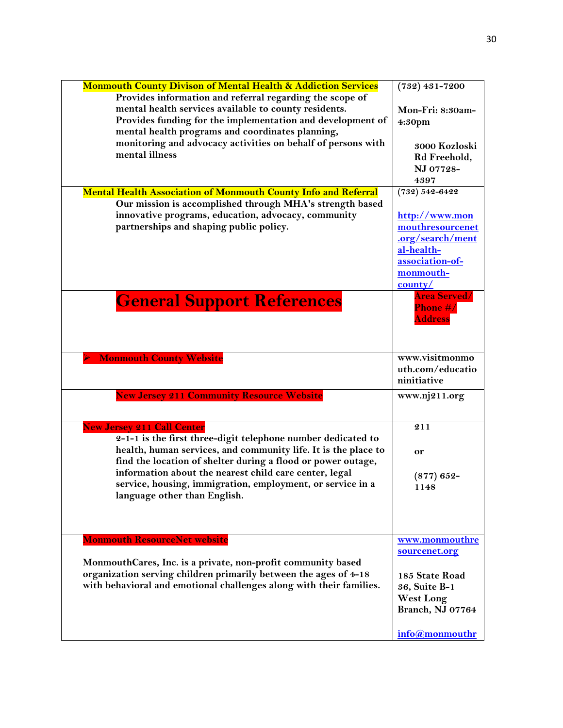| **Monmouth County Divison of Mental Health & Addiction Services**<br>Provides information and referral regarding the scope of mental health services available to county residents. Provides funding for the implementation and development of mental health programs and coordinates planning, monitoring and advocacy activities on behalf of persons with mental illness | (732) 431-7200<br><br>Mon-Fri: 8:30am-4:30pm<br><br>3000 Kozloski Rd Freehold, NJ 07728-4397 |
|---|---|
| **Mental Health Association of Monmouth County Info and Referral**<br>Our mission is accomplished through MHA's strength based innovative programs, education, advocacy, community partnerships and shaping public policy. | (732) 542-6422<br><br>http://www.monmouthresourcenet.org/search/mental-health-association-of-monmouth-county/ |
| **General Support References** | **Area Served/ Phone #/ Address** |
| ➢ **Monmouth County Website** | www.visitmonmouth.com/educationinitiative |
| **New Jersey 211 Community Resource Website** | www.nj211.org |
| **New Jersey 211 Call Center**<br>2-1-1 is the first three-digit telephone number dedicated to health, human services, and community life. It is the place to find the location of shelter during a flood or power outage, information about the nearest child care center, legal service, housing, immigration, employment, or service in a language other than English. | 211<br><br>or<br><br>(877) 652-1148 |
| **Monmouth ResourceNet website**<br><br>MonmouthCares, Inc. is a private, non-profit community based organization serving children primarily between the ages of 4-18 with behavioral and emotional challenges along with their families. | www.monmouthresourcenet.org<br><br>185 State Road 36, Suite B-1 West Long Branch, NJ 07764<br><br>info@monmouthr |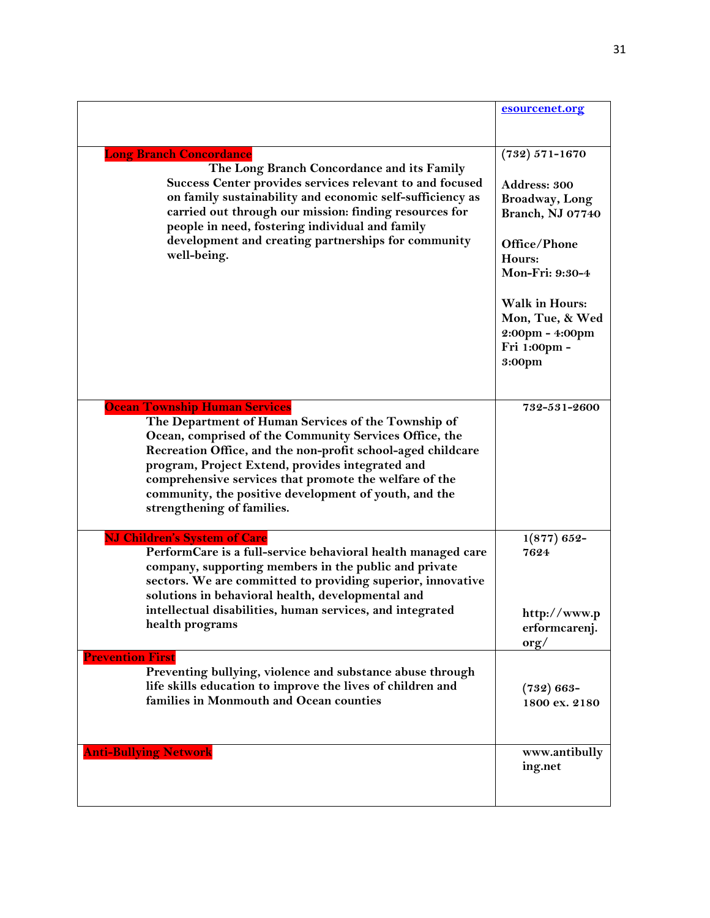| | |
|---|---|
| | esourcenet.org |
| **Long Branch Concordance**<br>The Long Branch Concordance and its Family Success Center provides services relevant to and focused on family sustainability and economic self-sufficiency as carried out through our mission: finding resources for people in need, fostering individual and family development and creating partnerships for community well-being. | (732) 571-1670<br><br>Address: 300 Broadway, Long Branch, NJ 07740<br><br>Office/Phone Hours:<br>Mon-Fri: 9:30-4<br><br>Walk in Hours:<br>Mon, Tue, & Wed 2:00pm - 4:00pm<br>Fri 1:00pm - 3:00pm |
| **Ocean Township Human Services**<br>The Department of Human Services of the Township of Ocean, comprised of the Community Services Office, the Recreation Office, and the non-profit school-aged childcare program, Project Extend, provides integrated and comprehensive services that promote the welfare of the community, the positive development of youth, and the strengthening of families. | 732-531-2600 |
| **NJ Children's System of Care**<br>PerformCare is a full-service behavioral health managed care company, supporting members in the public and private sectors. We are committed to providing superior, innovative solutions in behavioral health, developmental and intellectual disabilities, human services, and integrated health programs | 1(877) 652-7624<br><br>http://www.performcarenj.org/ |
| **Prevention First**<br>Preventing bullying, violence and substance abuse through life skills education to improve the lives of children and families in Monmouth and Ocean counties | (732) 663-1800 ex. 2180 |
| **Anti-Bullying Network** | www.antibullying.net |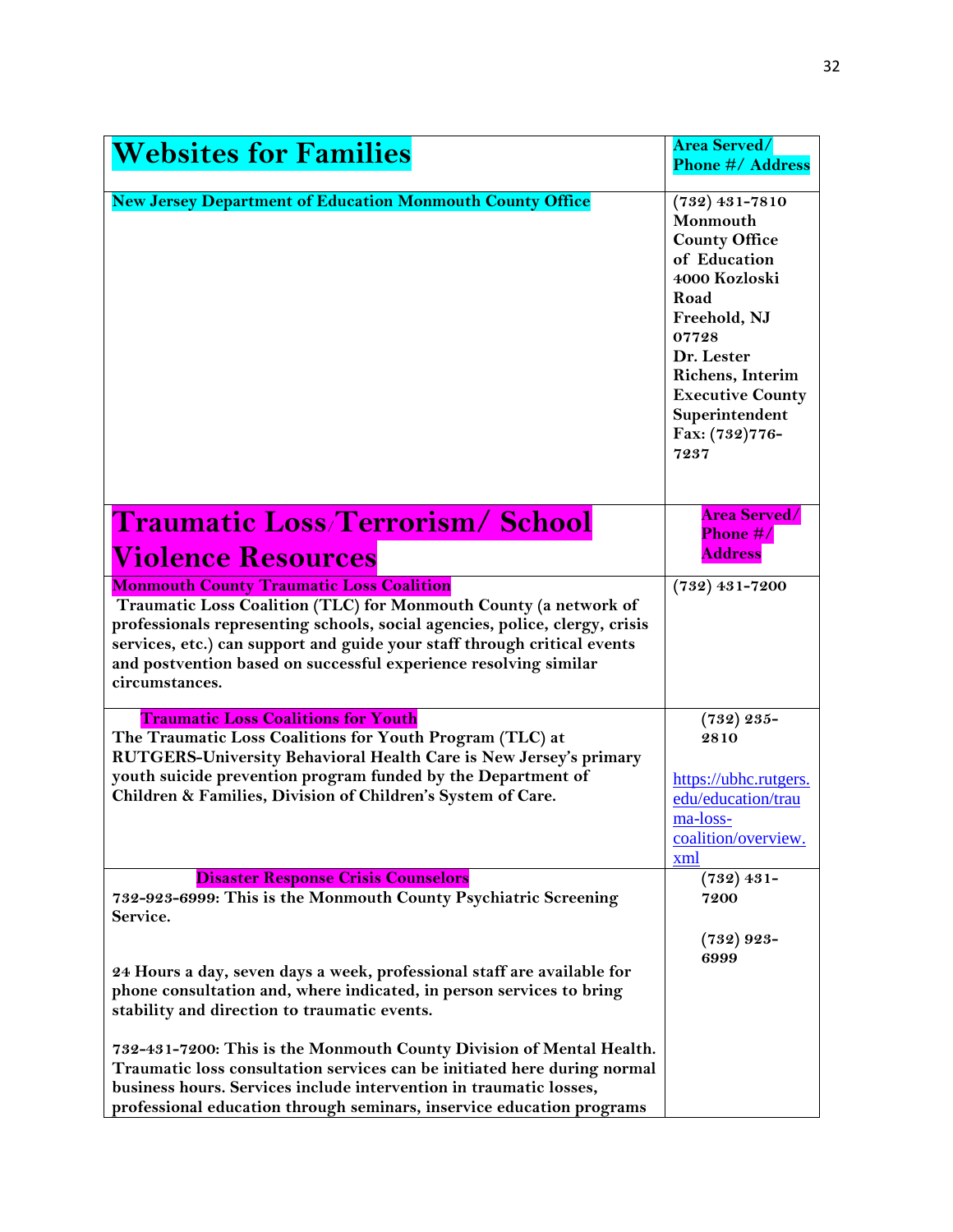| Websites for Families | Area Served/ Phone #/ Address |
|---|---|
| **New Jersey Department of Education Monmouth County Office** | **(732) 431-7810 Monmouth County Office of Education 4000 Kozloski Road Freehold, NJ 07728 Dr. Lester Richens, Interim Executive County Superintendent Fax: (732)776-7237** |

| Traumatic Loss/Terrorism/ School Violence Resources | Area Served/ Phone #/ Address |
|---|---|
| **Monmouth County Traumatic Loss Coalition** <br> **Traumatic Loss Coalition (TLC) for Monmouth County (a network of professionals representing schools, social agencies, police, clergy, crisis services, etc.) can support and guide your staff through critical events and postvention based on successful experience resolving similar circumstances.** | **(732) 431-7200** |
| **Traumatic Loss Coalitions for Youth** <br> **The Traumatic Loss Coalitions for Youth Program (TLC) at RUTGERS-University Behavioral Health Care is New Jersey's primary youth suicide prevention program funded by the Department of Children & Families, Division of Children's System of Care.** | **(732) 235-2810** <br><br> https://ubhc.rutgers.edu/education/trauma-loss-coalition/overview.xml |
| **Disaster Response Crisis Counselors** <br> **732-923-6999: This is the Monmouth County Psychiatric Screening Service.** <br><br> **24 Hours a day, seven days a week, professional staff are available for phone consultation and, where indicated, in person services to bring stability and direction to traumatic events.** <br><br> **732-431-7200: This is the Monmouth County Division of Mental Health. Traumatic loss consultation services can be initiated here during normal business hours. Services include intervention in traumatic losses, professional education through seminars, inservice education programs** | **(732) 431-7200** <br><br> **(732) 923-6999** |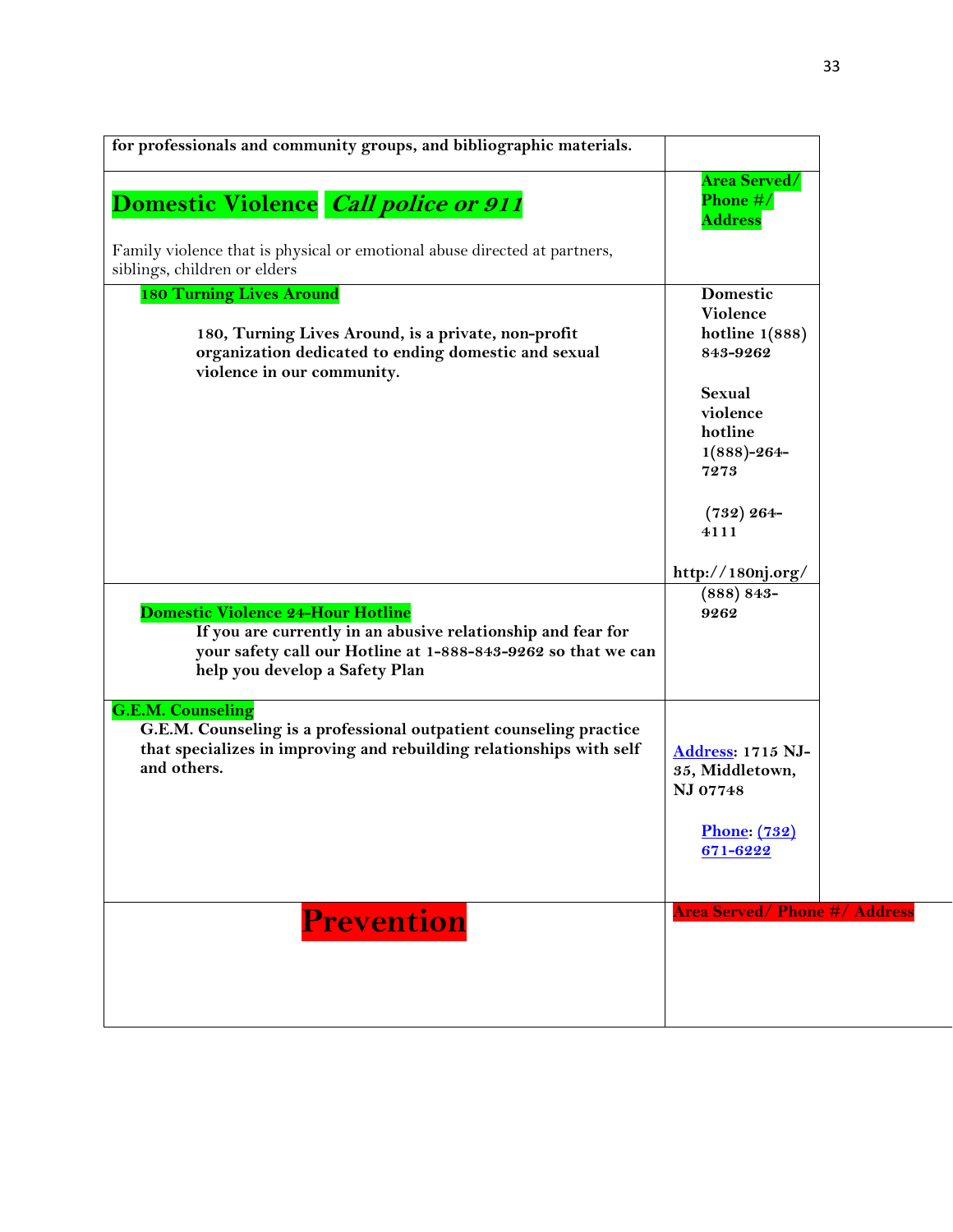| | |
|---|---|
| **for professionals and community groups, and bibliographic materials.** | |
| **Domestic Violence** ***Call police or 911***<br><br>Family violence that is physical or emotional abuse directed at partners, siblings, children or elders | **Area Served/ Phone #/ Address** |
| **180 Turning Lives Around**<br><br>**180, Turning Lives Around, is a private, non-profit organization dedicated to ending domestic and sexual violence in our community.** | **Domestic Violence hotline 1(888) 843-9262**<br><br>**Sexual violence hotline 1(888)-264-7273**<br><br>**(732) 264-4111**<br><br>**http://180nj.org/** |
| **Domestic Violence 24-Hour Hotline**<br>**If you are currently in an abusive relationship and fear for your safety call our Hotline at 1-888-843-9262 so that we can help you develop a Safety Plan** | **(888) 843-9262** |
| **G.E.M. Counseling**<br>**G.E.M. Counseling is a professional outpatient counseling practice that specializes in improving and rebuilding relationships with self and others.** | **Address: 1715 NJ-35, Middletown, NJ 07748**<br><br>**Phone: (732) 671-6222** |
| **Prevention** | **Area Served/ Phone #/ Address** |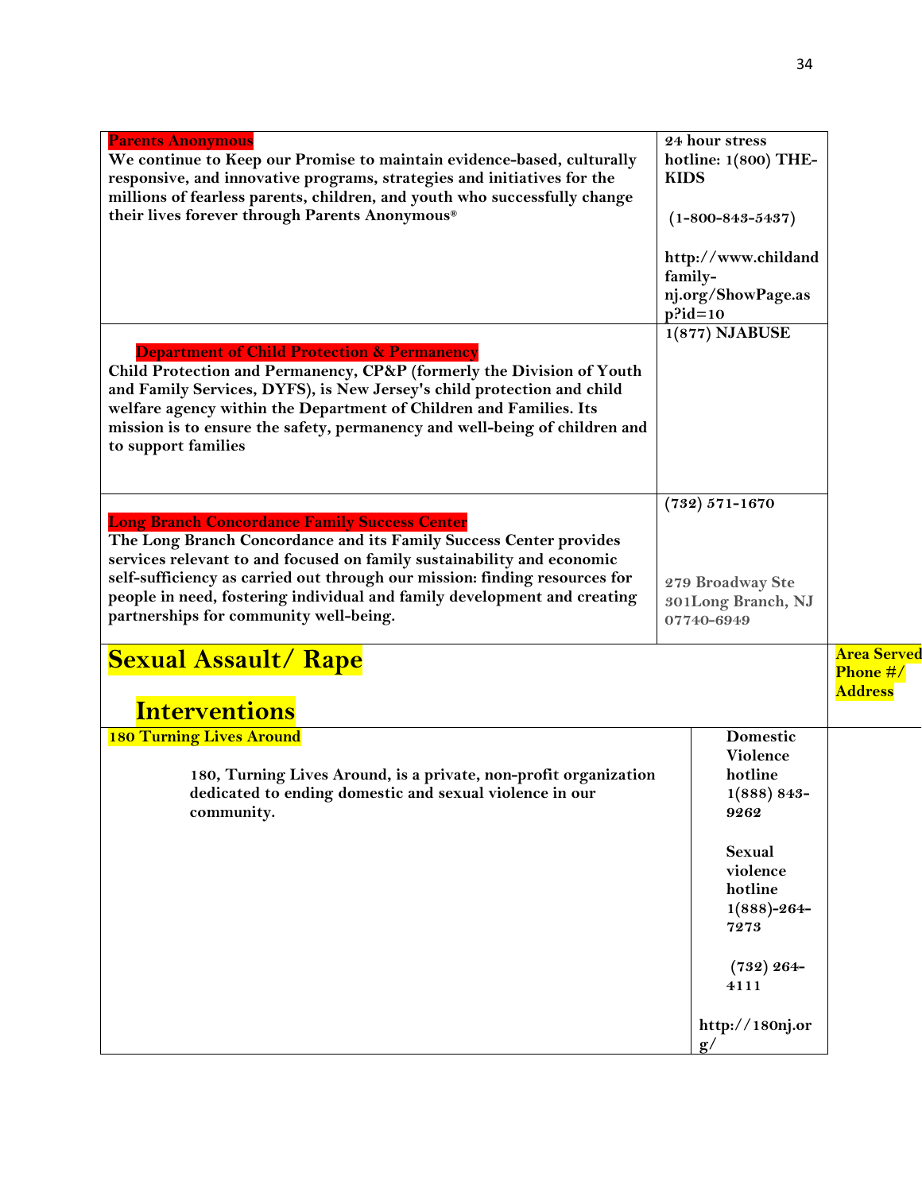| | |
|---|---|
| **Parents Anonymous**<br>We continue to Keep our Promise to maintain evidence-based, culturally responsive, and innovative programs, strategies and initiatives for the millions of fearless parents, children, and youth who successfully change their lives forever through Parents Anonymous® | 24 hour stress hotline: 1(800) THE-KIDS<br><br>(1-800-843-5437)<br><br>http://www.childandfamily-nj.org/ShowPage.asp?id=10 |
| **Department of Child Protection & Permanency**<br>Child Protection and Permanency, CP&P (formerly the Division of Youth and Family Services, DYFS), is New Jersey's child protection and child welfare agency within the Department of Children and Families. Its mission is to ensure the safety, permanency and well-being of children and to support families | 1(877) NJABUSE |
| **Long Branch Concordance Family Success Center**<br>The Long Branch Concordance and its Family Success Center provides services relevant to and focused on family sustainability and economic self-sufficiency as carried out through our mission: finding resources for people in need, fostering individual and family development and creating partnerships for community well-being. | (732) 571-1670<br><br>279 Broadway Ste 301Long Branch, NJ 07740-6949 |

# Sexual Assault/ Rape Interventions

| | Area Served Phone #/ Address |
|---|---|
| **180 Turning Lives Around**<br><br>180, Turning Lives Around, is a private, non-profit organization dedicated to ending domestic and sexual violence in our community. | Domestic Violence hotline 1(888) 843-9262<br><br>Sexual violence hotline 1(888)-264-7273<br><br>(732) 264-4111<br><br>http://180nj.org/ |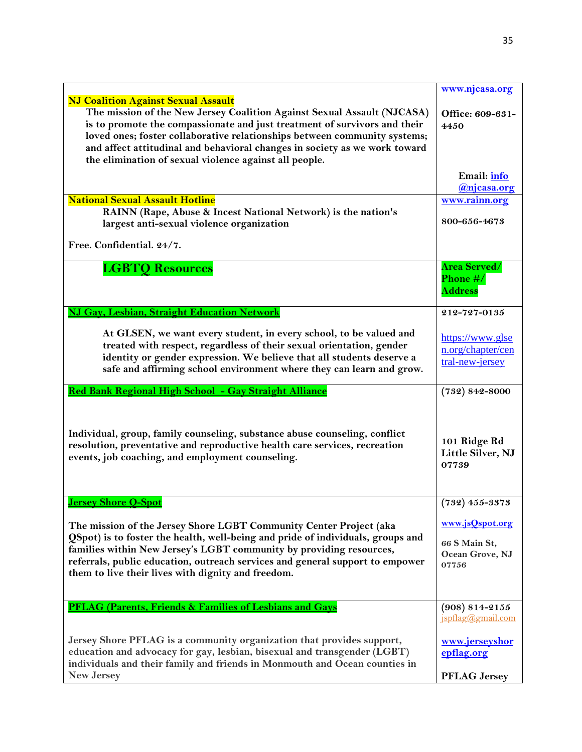| | |
|---|---|
| **NJ Coalition Against Sexual Assault**<br>**The mission of the New Jersey Coalition Against Sexual Assault (NJCASA) is to promote the compassionate and just treatment of survivors and their loved ones; foster collaborative relationships between community systems; and affect attitudinal and behavioral changes in society as we work toward the elimination of sexual violence against all people.** | **www.njcasa.org**<br><br>**Office: 609-631-4450**<br><br>**Email: info@njcasa.org** |
| **National Sexual Assault Hotline**<br>**RAINN (Rape, Abuse & Incest National Network) is the nation's largest anti-sexual violence organization**<br><br>**Free. Confidential. 24/7.** | **www.rainn.org**<br><br>**800-656-4673** |
| **LGBTQ Resources** | **Area Served/ Phone #/ Address** |
| **NJ Gay, Lesbian, Straight Education Network**<br><br>**At GLSEN, we want every student, in every school, to be valued and treated with respect, regardless of their sexual orientation, gender identity or gender expression. We believe that all students deserve a safe and affirming school environment where they can learn and grow.** | **212-727-0135**<br><br>https://www.glsen.org/chapter/central-new-jersey |
| **Red Bank Regional High School - Gay Straight Alliance**<br><br>**Individual, group, family counseling, substance abuse counseling, conflict resolution, preventative and reproductive health care services, recreation events, job coaching, and employment counseling.** | **(732) 842-8000**<br><br>**101 Ridge Rd Little Silver, NJ 07739** |
| **Jersey Shore Q-Spot**<br><br>**The mission of the Jersey Shore LGBT Community Center Project (aka QSpot) is to foster the health, well-being and pride of individuals, groups and families within New Jersey's LGBT community by providing resources, referrals, public education, outreach services and general support to empower them to live their lives with dignity and freedom.** | **(732) 455-3373**<br><br>**www.jsQspot.org**<br><br>**66 S Main St, Ocean Grove, NJ 07756** |
| **PFLAG (Parents, Friends & Families of Lesbians and Gays**<br><br>**Jersey Shore PFLAG is a community organization that provides support, education and advocacy for gay, lesbian, bisexual and transgender (LGBT) individuals and their family and friends in Monmouth and Ocean counties in New Jersey** | **(908) 814-2155**<br>jspflag@gmail.com<br><br>**www.jerseyshorepflag.org**<br><br>**PFLAG Jersey** |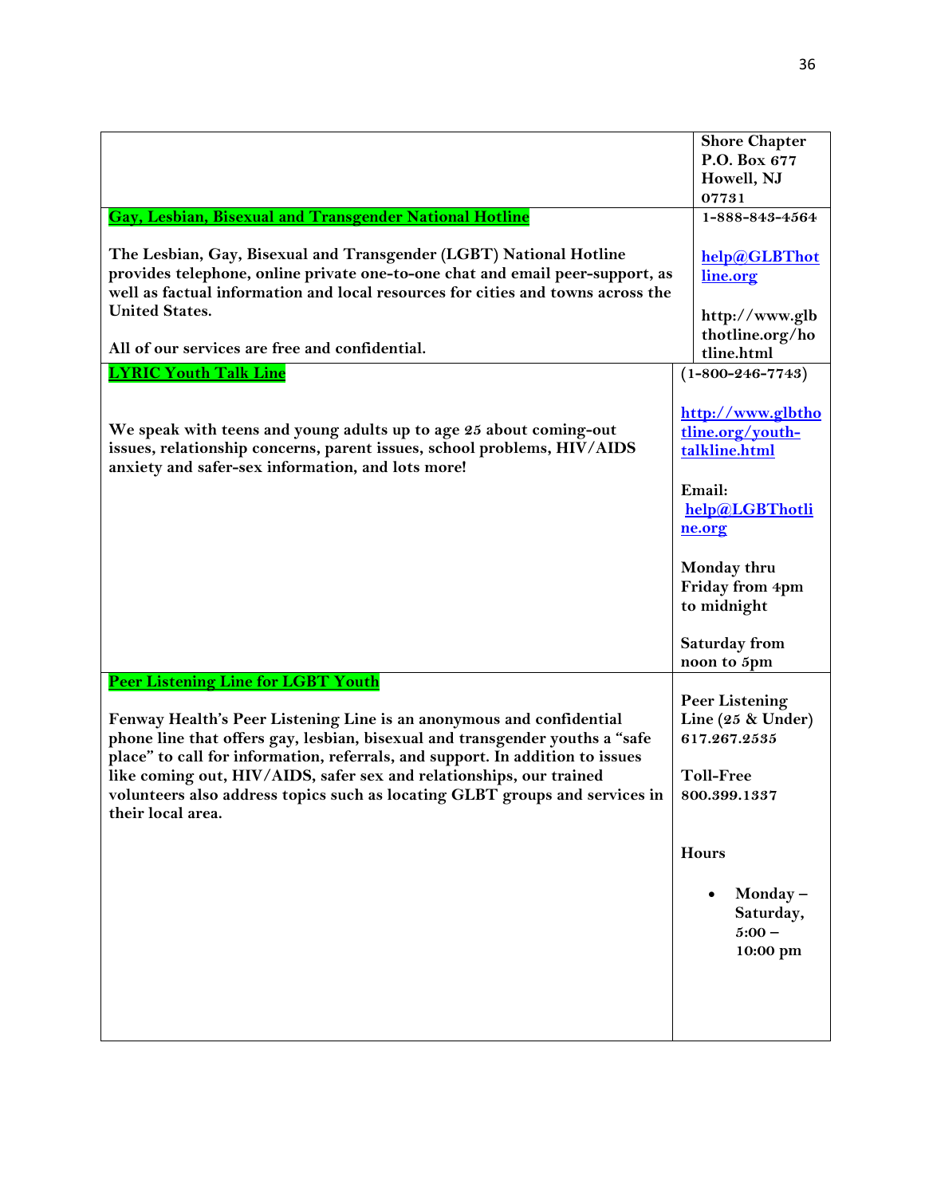| | |
|---|---|
| | **Shore Chapter**<br>**P.O. Box 677**<br>**Howell, NJ**<br>**07731** |
| **Gay, Lesbian, Bisexual and Transgender National Hotline**<br><br>**The Lesbian, Gay, Bisexual and Transgender (LGBT) National Hotline provides telephone, online private one-to-one chat and email peer-support, as well as factual information and local resources for cities and towns across the United States.**<br><br>**All of our services are free and confidential.** | **1-888-843-4564**<br><br>**help@GLBThotline.org**<br><br>**http://www.glbthotline.org/hotline.html** |
| **LYRIC Youth Talk Line**<br><br>**We speak with teens and young adults up to age 25 about coming-out issues, relationship concerns, parent issues, school problems, HIV/AIDS anxiety and safer-sex information, and lots more!** | **(1-800-246-7743)**<br><br>**http://www.glbthotline.org/youth-talkline.html**<br><br>**Email:**<br>**help@LGBThotline.org**<br><br>**Monday thru Friday from 4pm to midnight**<br><br>**Saturday from noon to 5pm** |
| **Peer Listening Line for LGBT Youth**<br><br>**Fenway Health's Peer Listening Line is an anonymous and confidential phone line that offers gay, lesbian, bisexual and transgender youths a "safe place" to call for information, referrals, and support. In addition to issues like coming out, HIV/AIDS, safer sex and relationships, our trained volunteers also address topics such as locating GLBT groups and services in their local area.** | **Peer Listening Line (25 & Under)**<br>**617.267.2535**<br><br>**Toll-Free**<br>**800.399.1337**<br><br>**Hours**<br><br>• **Monday – Saturday, 5:00 – 10:00 pm** |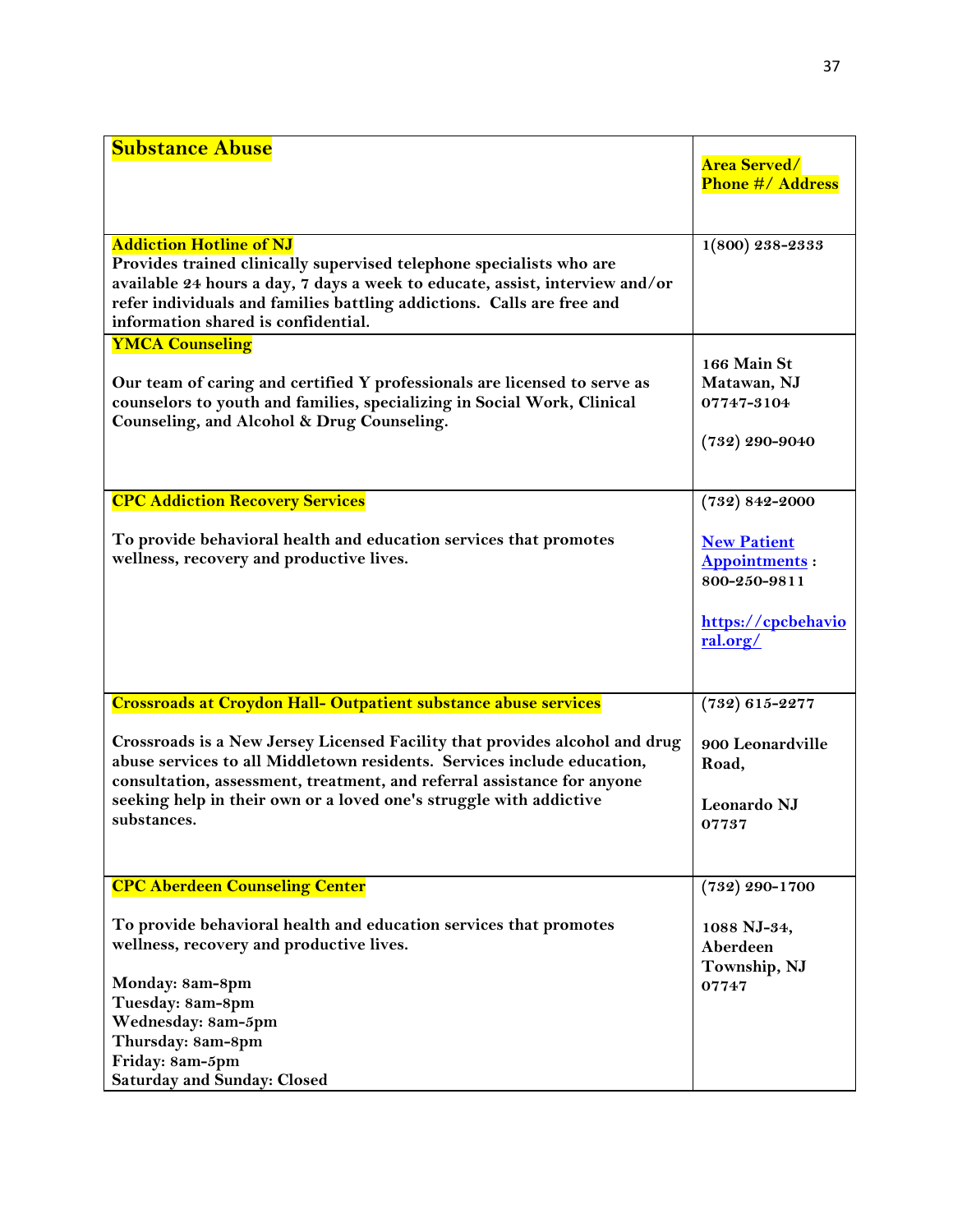| Substance Abuse | Area Served/ Phone #/ Address |
|---|---|
| **Addiction Hotline of NJ**<br>Provides trained clinically supervised telephone specialists who are available 24 hours a day, 7 days a week to educate, assist, interview and/or refer individuals and families battling addictions. Calls are free and information shared is confidential. | 1(800) 238-2333 |
| **YMCA Counseling**<br><br>Our team of caring and certified Y professionals are licensed to serve as counselors to youth and families, specializing in Social Work, Clinical Counseling, and Alcohol & Drug Counseling. | 166 Main St Matawan, NJ 07747-3104<br><br>(732) 290-9040 |
| **CPC Addiction Recovery Services**<br><br>To provide behavioral health and education services that promotes wellness, recovery and productive lives. | (732) 842-2000<br><br>New Patient Appointments : 800-250-9811<br><br>https://cpcbehavioral.org/ |
| **Crossroads at Croydon Hall- Outpatient substance abuse services**<br><br>Crossroads is a New Jersey Licensed Facility that provides alcohol and drug abuse services to all Middletown residents. Services include education, consultation, assessment, treatment, and referral assistance for anyone seeking help in their own or a loved one's struggle with addictive substances. | (732) 615-2277<br><br>900 Leonardville Road,<br><br>Leonardo NJ 07737 |
| **CPC Aberdeen Counseling Center**<br><br>To provide behavioral health and education services that promotes wellness, recovery and productive lives.<br><br>Monday: 8am-8pm<br>Tuesday: 8am-8pm<br>Wednesday: 8am-5pm<br>Thursday: 8am-8pm<br>Friday: 8am-5pm<br>Saturday and Sunday: Closed | (732) 290-1700<br><br>1088 NJ-34, Aberdeen Township, NJ 07747 |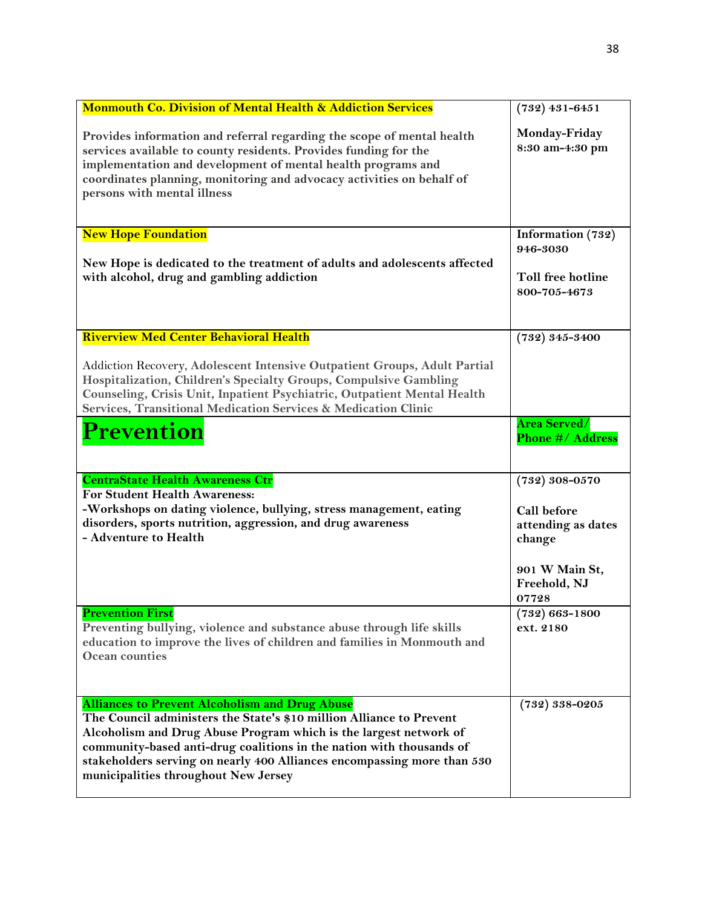| | |
|---|---|
| **Monmouth Co. Division of Mental Health & Addiction Services**<br><br>**Provides information and referral regarding the scope of mental health services available to county residents. Provides funding for the implementation and development of mental health programs and coordinates planning, monitoring and advocacy activities on behalf of persons with mental illness** | **(732) 431-6451**<br><br>**Monday-Friday 8:30 am-4:30 pm** |
| **New Hope Foundation**<br><br>**New Hope is dedicated to the treatment of adults and adolescents affected with alcohol, drug and gambling addiction** | **Information (732) 946-3030**<br><br>**Toll free hotline 800-705-4673** |
| **Riverview Med Center Behavioral Health**<br><br>Addiction Recovery, **Adolescent Intensive Outpatient Groups, Adult Partial Hospitalization, Children's Specialty Groups, Compulsive Gambling Counseling, Crisis Unit, Inpatient Psychiatric, Outpatient Mental Health Services, Transitional Medication Services & Medication Clinic** | **(732) 345-3400** |
| **Prevention** | **Area Served/ Phone #/ Address** |
| **CentraState Health Awareness Ctr**<br>**For Student Health Awareness:**<br>**-Workshops on dating violence, bullying, stress management, eating disorders, sports nutrition, aggression, and drug awareness**<br>**- Adventure to Health** | **(732) 308-0570**<br><br>**Call before attending as dates change**<br><br>**901 W Main St, Freehold, NJ 07728** |
| **Prevention First**<br>**Preventing bullying, violence and substance abuse through life skills education to improve the lives of children and families in Monmouth and Ocean counties** | **(732) 663-1800 ext. 2180** |
| **Alliances to Prevent Alcoholism and Drug Abuse**<br>**The Council administers the State's $10 million Alliance to Prevent Alcoholism and Drug Abuse Program which is the largest network of community-based anti-drug coalitions in the nation with thousands of stakeholders serving on nearly 400 Alliances encompassing more than 530 municipalities throughout New Jersey** | **(732) 338-0205** |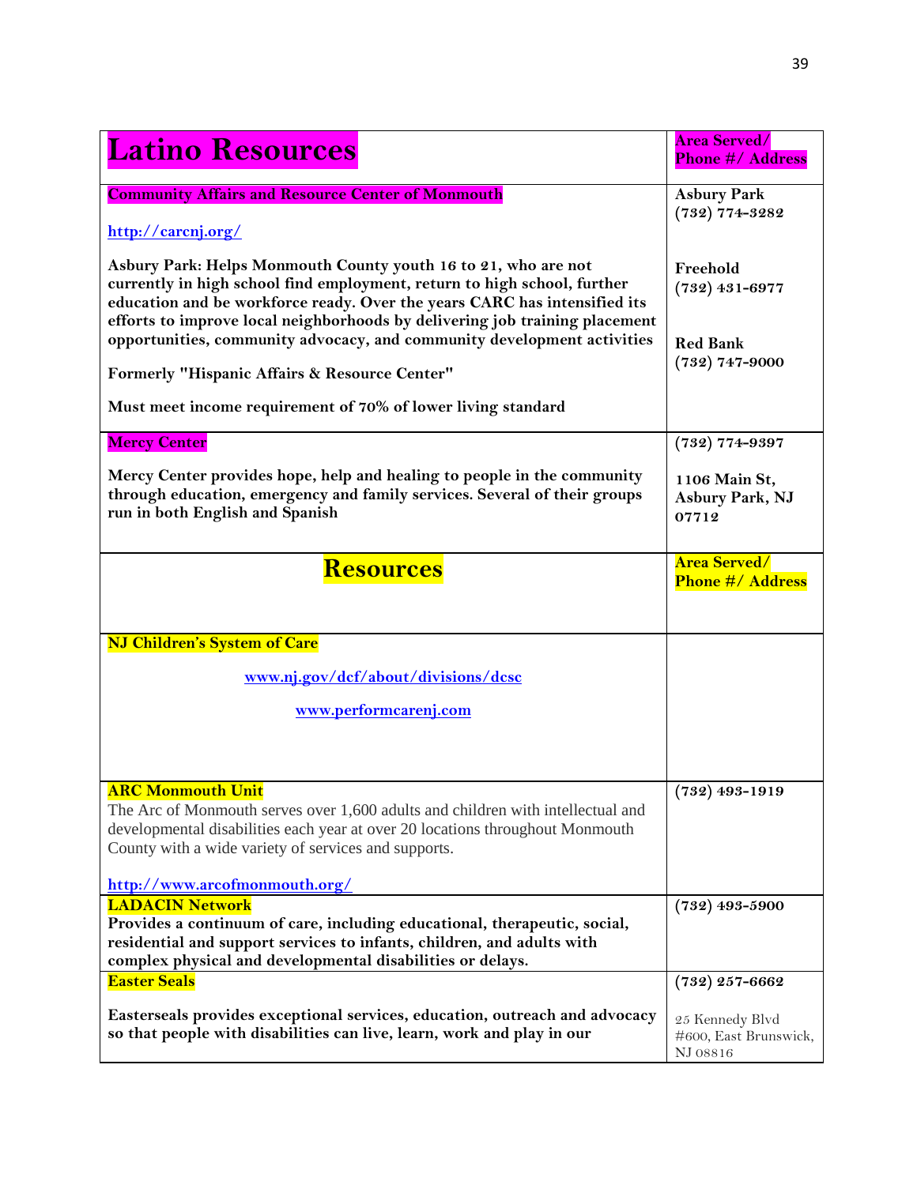| Latino Resources | Area Served/ Phone #/ Address |
|---|---|
| **Community Affairs and Resource Center of Monmouth**<br><br>http://carcnj.org/<br><br>**Asbury Park: Helps Monmouth County youth 16 to 21, who are not currently in high school find employment, return to high school, further education and be workforce ready. Over the years CARC has intensified its efforts to improve local neighborhoods by delivering job training placement opportunities, community advocacy, and community development activities**<br><br>**Formerly "Hispanic Affairs & Resource Center"**<br><br>**Must meet income requirement of 70% of lower living standard** | **Asbury Park**<br>**(732) 774-3282**<br><br>**Freehold**<br>**(732) 431-6977**<br><br>**Red Bank**<br>**(732) 747-9000** |
| **Mercy Center**<br><br>**Mercy Center provides hope, help and healing to people in the community through education, emergency and family services. Several of their groups run in both English and Spanish** | **(732) 774-9397**<br><br>**1106 Main St, Asbury Park, NJ 07712** |

| Resources | Area Served/ Phone #/ Address |
|---|---|
| **NJ Children's System of Care**<br><br>www.nj.gov/dcf/about/divisions/dcsc<br><br>www.performcarenj.com | |
| **ARC Monmouth Unit**<br>The Arc of Monmouth serves over 1,600 adults and children with intellectual and developmental disabilities each year at over 20 locations throughout Monmouth County with a wide variety of services and supports.<br><br>http://www.arcofmonmouth.org/ | **(732) 493-1919** |
| **LADACIN Network**<br>**Provides a continuum of care, including educational, therapeutic, social, residential and support services to infants, children, and adults with complex physical and developmental disabilities or delays.** | **(732) 493-5900** |
| **Easter Seals**<br><br>**Easterseals provides exceptional services, education, outreach and advocacy so that people with disabilities can live, learn, work and play in our** | **(732) 257-6662**<br><br>25 Kennedy Blvd #600, East Brunswick, NJ 08816 |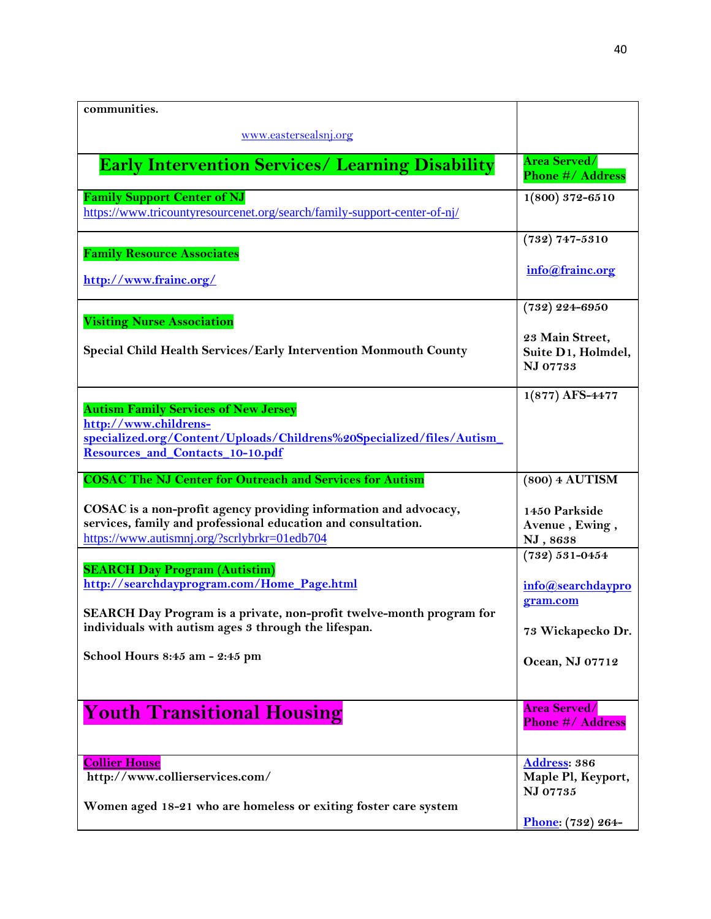| communities.<br><br>www.eastersealsnj.org | |
|---|---|
| **Early Intervention Services/ Learning Disability** | **Area Served/ Phone #/ Address** |
| **Family Support Center of NJ**<br>https://www.tricountyresourcenet.org/search/family-support-center-of-nj/ | **1(800) 372-6510** |
| **Family Resource Associates**<br><br>**http://www.frainc.org/** | **(732) 747-5310**<br><br>**info@frainc.org** |
| **Visiting Nurse Association**<br><br>**Special Child Health Services/Early Intervention Monmouth County** | **(732) 224-6950**<br><br>**23 Main Street, Suite D1, Holmdel, NJ 07733** |
| **Autism Family Services of New Jersey**<br>**http://www.childrens-specialized.org/Content/Uploads/Childrens%20Specialized/files/Autism_Resources_and_Contacts_10-10.pdf** | **1(877) AFS-4477** |
| **COSAC The NJ Center for Outreach and Services for Autism**<br><br>**COSAC is a non-profit agency providing information and advocacy, services, family and professional education and consultation.**<br>https://www.autismnj.org/?scrlybrkr=01edb704 | **(800) 4 AUTISM**<br><br>**1450 Parkside Avenue , Ewing , NJ , 8638** |
| **SEARCH Day Program (Autistim)**<br>**http://searchdayprogram.com/Home_Page.html**<br><br>**SEARCH Day Program is a private, non-profit twelve-month program for individuals with autism ages 3 through the lifespan.**<br><br>**School Hours 8:45 am - 2:45 pm** | **(732) 531-0454**<br><br>**info@searchdayprogram.com**<br><br>**73 Wickapecko Dr.**<br><br>**Ocean, NJ 07712** |
| **Youth Transitional Housing** | **Area Served/ Phone #/ Address** |
| **Collier House**<br>**http://www.collierservices.com/**<br><br>**Women aged 18-21 who are homeless or exiting foster care system** | **Address: 386 Maple Pl, Keyport, NJ 07735**<br><br>**Phone: (732) 264-** |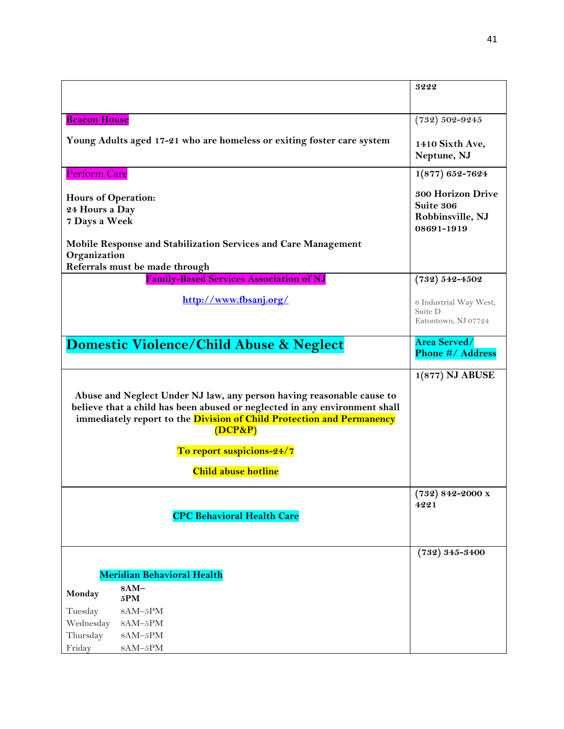| | |
|---|---|
| | **3222** |
| **Beacon House**<br><br>**Young Adults aged 17-21 who are homeless or exiting foster care system** | **(732) 502-9245**<br><br>**1410 Sixth Ave, Neptune, NJ** |
| Perform Care<br><br>**Hours of Operation:**<br>**24 Hours a Day**<br>**7 Days a Week**<br><br>**Mobile Response and Stabilization Services and Care Management Organization**<br>**Referrals must be made through** | **1(877) 652-7624**<br><br>**300 Horizon Drive Suite 306 Robbinsville, NJ 08691-1919** |
| **Family-Based Services Association of NJ**<br><br>**http://www.fbsanj.org/** | **(732) 542-4502**<br><br>6 Industrial Way West, Suite D<br>Eatontown, NJ 07724 |
| **Domestic Violence/Child Abuse & Neglect** | **Area Served/ Phone #/ Address** |
| **Abuse and Neglect Under NJ law, any person having reasonable cause to believe that a child has been abused or neglected in any environment shall immediately report to the Division of Child Protection and Permanency (DCP&P)**<br><br>**To report suspicions-24/7**<br><br>**Child abuse hotline** | **1(877) NJ ABUSE** |
| **CPC Behavioral Health Care** | **(732) 842-2000 x 4221** |
| **Meridian Behavioral Health**<br><br>**Monday** **8AM–5PM**<br>Tuesday 8AM–5PM<br>Wednesday 8AM–5PM<br>Thursday 8AM–5PM<br>Friday 8AM–5PM | **(732) 345-3400** |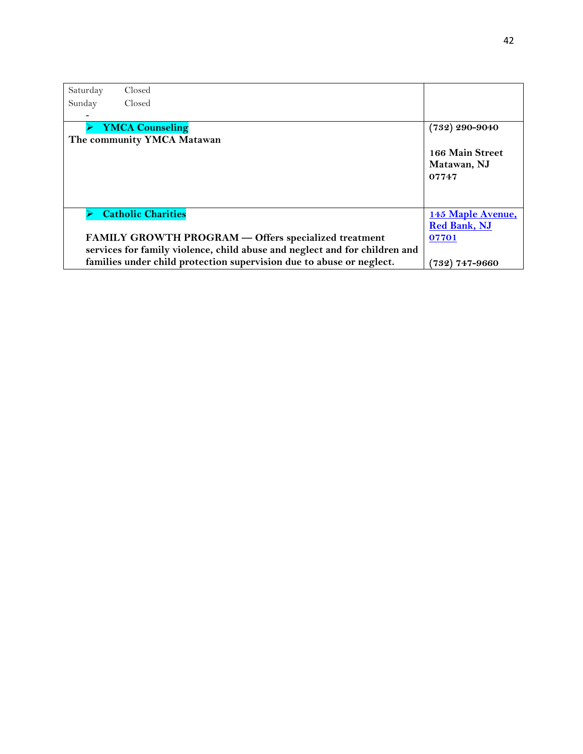| | |
|---|---|
| Saturday Closed<br>Sunday Closed<br>- | |
| ➢ **YMCA Counseling**<br>**The community YMCA Matawan** | **(732) 290-9040**<br><br>**166 Main Street Matawan, NJ 07747** |
| ➢ **Catholic Charities**<br><br>**FAMILY GROWTH PROGRAM — Offers specialized treatment services for family violence, child abuse and neglect and for children and families under child protection supervision due to abuse or neglect.** | **145 Maple Avenue, Red Bank, NJ 07701**<br><br>**(732) 747-9660** |